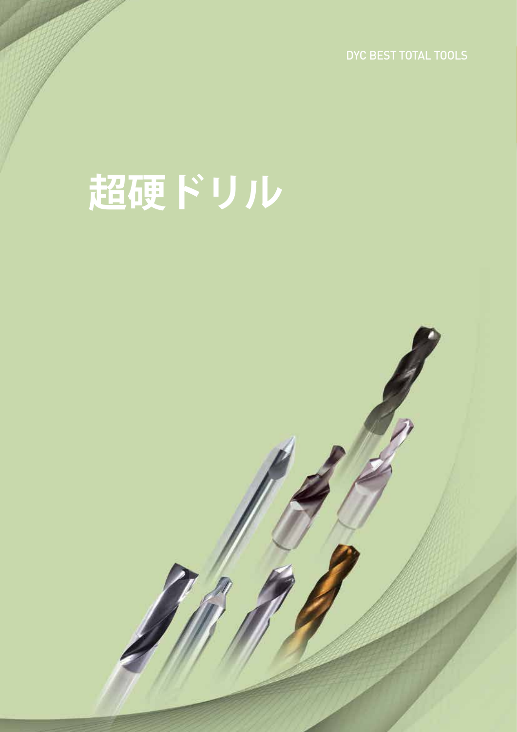DYC BEST TOTAL TOOLS

# 超硬ドリル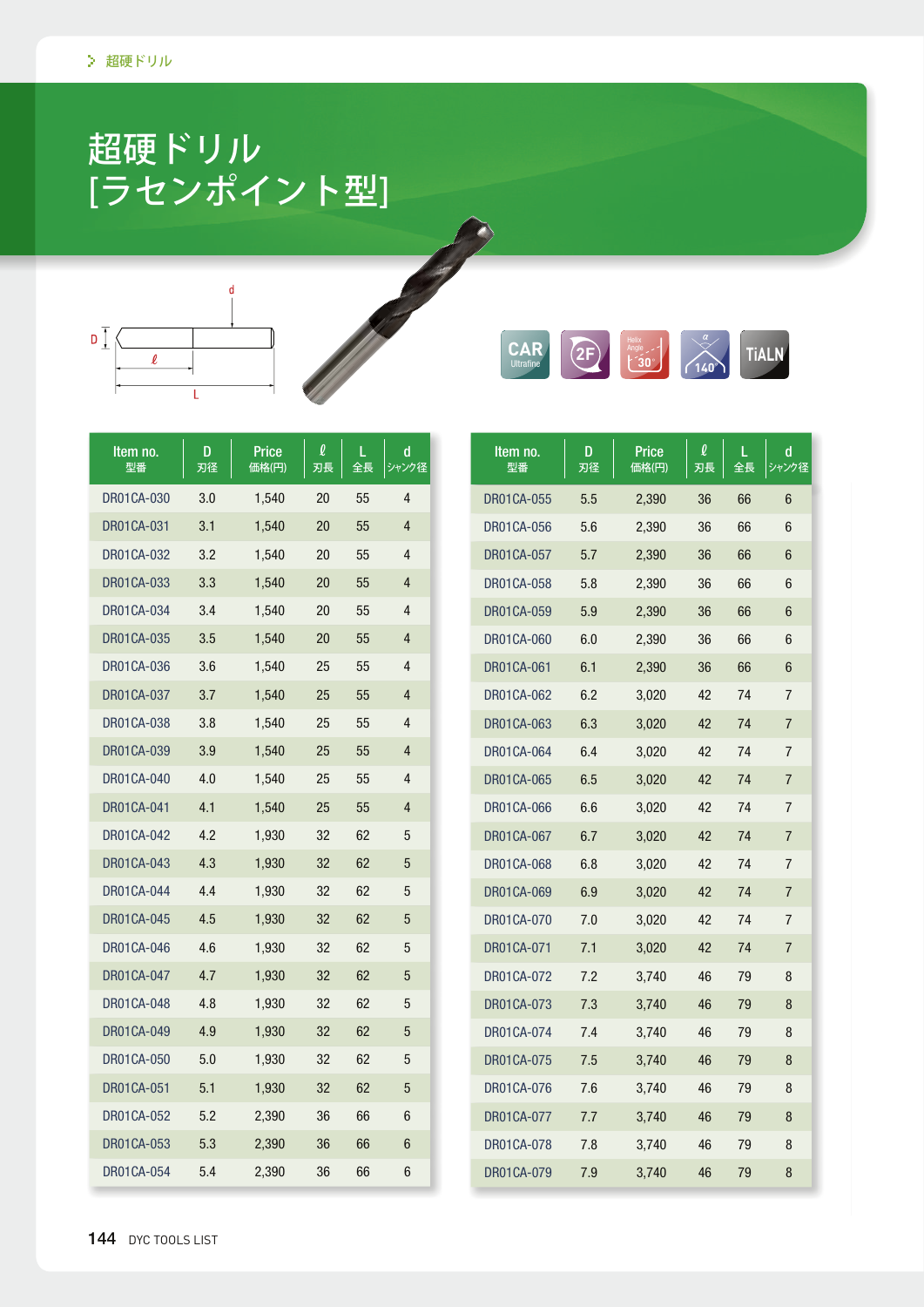# 超硬ドリル [ラセンポイント型]

D ℓ L d

CAR Ultrafine | 2F | Helix Angle 30° | 140° | TiALN

| Item no. 型番 | D 刃径 | Price 価格(円) | ℓ 刃長 | L 全長 | d シャンク径 |
|---|---|---|---|---|---|
| DR01CA-030 | 3.0 | 1,540 | 20 | 55 | 4 |
| DR01CA-031 | 3.1 | 1,540 | 20 | 55 | 4 |
| DR01CA-032 | 3.2 | 1,540 | 20 | 55 | 4 |
| DR01CA-033 | 3.3 | 1,540 | 20 | 55 | 4 |
| DR01CA-034 | 3.4 | 1,540 | 20 | 55 | 4 |
| DR01CA-035 | 3.5 | 1,540 | 20 | 55 | 4 |
| DR01CA-036 | 3.6 | 1,540 | 25 | 55 | 4 |
| DR01CA-037 | 3.7 | 1,540 | 25 | 55 | 4 |
| DR01CA-038 | 3.8 | 1,540 | 25 | 55 | 4 |
| DR01CA-039 | 3.9 | 1,540 | 25 | 55 | 4 |
| DR01CA-040 | 4.0 | 1,540 | 25 | 55 | 4 |
| DR01CA-041 | 4.1 | 1,540 | 25 | 55 | 4 |
| DR01CA-042 | 4.2 | 1,930 | 32 | 62 | 5 |
| DR01CA-043 | 4.3 | 1,930 | 32 | 62 | 5 |
| DR01CA-044 | 4.4 | 1,930 | 32 | 62 | 5 |
| DR01CA-045 | 4.5 | 1,930 | 32 | 62 | 5 |
| DR01CA-046 | 4.6 | 1,930 | 32 | 62 | 5 |
| DR01CA-047 | 4.7 | 1,930 | 32 | 62 | 5 |
| DR01CA-048 | 4.8 | 1,930 | 32 | 62 | 5 |
| DR01CA-049 | 4.9 | 1,930 | 32 | 62 | 5 |
| DR01CA-050 | 5.0 | 1,930 | 32 | 62 | 5 |
| DR01CA-051 | 5.1 | 1,930 | 32 | 62 | 5 |
| DR01CA-052 | 5.2 | 2,390 | 36 | 66 | 6 |
| DR01CA-053 | 5.3 | 2,390 | 36 | 66 | 6 |
| DR01CA-054 | 5.4 | 2,390 | 36 | 66 | 6 |

| Item no. 型番 | D 刃径 | Price 価格(円) | ℓ 刃長 | L 全長 | d シャンク径 |
|---|---|---|---|---|---|
| DR01CA-055 | 5.5 | 2,390 | 36 | 66 | 6 |
| DR01CA-056 | 5.6 | 2,390 | 36 | 66 | 6 |
| DR01CA-057 | 5.7 | 2,390 | 36 | 66 | 6 |
| DR01CA-058 | 5.8 | 2,390 | 36 | 66 | 6 |
| DR01CA-059 | 5.9 | 2,390 | 36 | 66 | 6 |
| DR01CA-060 | 6.0 | 2,390 | 36 | 66 | 6 |
| DR01CA-061 | 6.1 | 2,390 | 36 | 66 | 6 |
| DR01CA-062 | 6.2 | 3,020 | 42 | 74 | 7 |
| DR01CA-063 | 6.3 | 3,020 | 42 | 74 | 7 |
| DR01CA-064 | 6.4 | 3,020 | 42 | 74 | 7 |
| DR01CA-065 | 6.5 | 3,020 | 42 | 74 | 7 |
| DR01CA-066 | 6.6 | 3,020 | 42 | 74 | 7 |
| DR01CA-067 | 6.7 | 3,020 | 42 | 74 | 7 |
| DR01CA-068 | 6.8 | 3,020 | 42 | 74 | 7 |
| DR01CA-069 | 6.9 | 3,020 | 42 | 74 | 7 |
| DR01CA-070 | 7.0 | 3,020 | 42 | 74 | 7 |
| DR01CA-071 | 7.1 | 3,020 | 42 | 74 | 7 |
| DR01CA-072 | 7.2 | 3,740 | 46 | 79 | 8 |
| DR01CA-073 | 7.3 | 3,740 | 46 | 79 | 8 |
| DR01CA-074 | 7.4 | 3,740 | 46 | 79 | 8 |
| DR01CA-075 | 7.5 | 3,740 | 46 | 79 | 8 |
| DR01CA-076 | 7.6 | 3,740 | 46 | 79 | 8 |
| DR01CA-077 | 7.7 | 3,740 | 46 | 79 | 8 |
| DR01CA-078 | 7.8 | 3,740 | 46 | 79 | 8 |
| DR01CA-079 | 7.9 | 3,740 | 46 | 79 | 8 |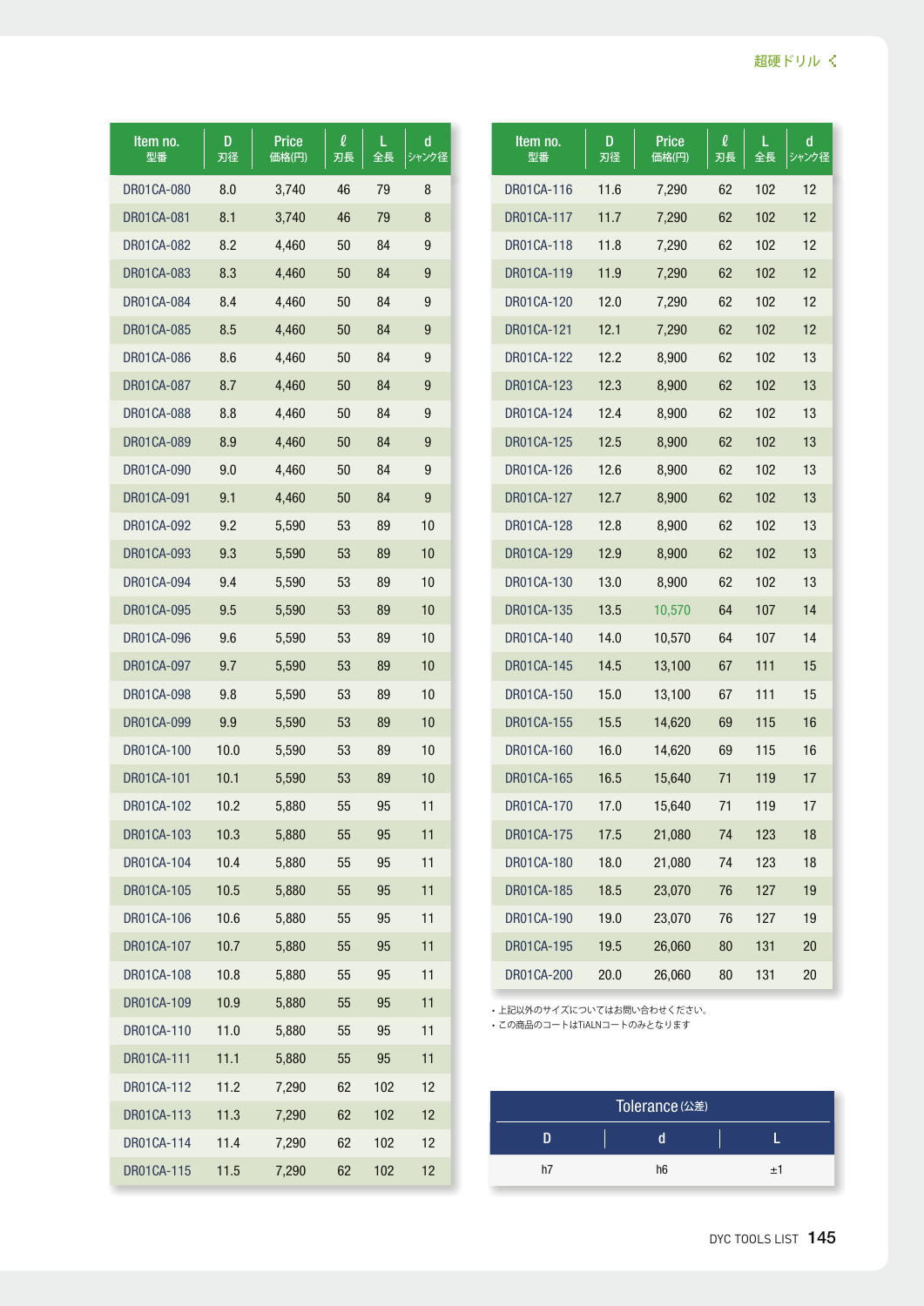超硬ドリル

| Item no. 型番 | D 刃径 | Price 価格(円) | ℓ 刃長 | L 全長 | d シャンク径 |
|---|---|---|---|---|---|
| DR01CA-080 | 8.0 | 3,740 | 46 | 79 | 8 |
| DR01CA-081 | 8.1 | 3,740 | 46 | 79 | 8 |
| DR01CA-082 | 8.2 | 4,460 | 50 | 84 | 9 |
| DR01CA-083 | 8.3 | 4,460 | 50 | 84 | 9 |
| DR01CA-084 | 8.4 | 4,460 | 50 | 84 | 9 |
| DR01CA-085 | 8.5 | 4,460 | 50 | 84 | 9 |
| DR01CA-086 | 8.6 | 4,460 | 50 | 84 | 9 |
| DR01CA-087 | 8.7 | 4,460 | 50 | 84 | 9 |
| DR01CA-088 | 8.8 | 4,460 | 50 | 84 | 9 |
| DR01CA-089 | 8.9 | 4,460 | 50 | 84 | 9 |
| DR01CA-090 | 9.0 | 4,460 | 50 | 84 | 9 |
| DR01CA-091 | 9.1 | 4,460 | 50 | 84 | 9 |
| DR01CA-092 | 9.2 | 5,590 | 53 | 89 | 10 |
| DR01CA-093 | 9.3 | 5,590 | 53 | 89 | 10 |
| DR01CA-094 | 9.4 | 5,590 | 53 | 89 | 10 |
| DR01CA-095 | 9.5 | 5,590 | 53 | 89 | 10 |
| DR01CA-096 | 9.6 | 5,590 | 53 | 89 | 10 |
| DR01CA-097 | 9.7 | 5,590 | 53 | 89 | 10 |
| DR01CA-098 | 9.8 | 5,590 | 53 | 89 | 10 |
| DR01CA-099 | 9.9 | 5,590 | 53 | 89 | 10 |
| DR01CA-100 | 10.0 | 5,590 | 53 | 89 | 10 |
| DR01CA-101 | 10.1 | 5,590 | 53 | 89 | 10 |
| DR01CA-102 | 10.2 | 5,880 | 55 | 95 | 11 |
| DR01CA-103 | 10.3 | 5,880 | 55 | 95 | 11 |
| DR01CA-104 | 10.4 | 5,880 | 55 | 95 | 11 |
| DR01CA-105 | 10.5 | 5,880 | 55 | 95 | 11 |
| DR01CA-106 | 10.6 | 5,880 | 55 | 95 | 11 |
| DR01CA-107 | 10.7 | 5,880 | 55 | 95 | 11 |
| DR01CA-108 | 10.8 | 5,880 | 55 | 95 | 11 |
| DR01CA-109 | 10.9 | 5,880 | 55 | 95 | 11 |
| DR01CA-110 | 11.0 | 5,880 | 55 | 95 | 11 |
| DR01CA-111 | 11.1 | 5,880 | 55 | 95 | 11 |
| DR01CA-112 | 11.2 | 7,290 | 62 | 102 | 12 |
| DR01CA-113 | 11.3 | 7,290 | 62 | 102 | 12 |
| DR01CA-114 | 11.4 | 7,290 | 62 | 102 | 12 |
| DR01CA-115 | 11.5 | 7,290 | 62 | 102 | 12 |
| DR01CA-116 | 11.6 | 7,290 | 62 | 102 | 12 |
| DR01CA-117 | 11.7 | 7,290 | 62 | 102 | 12 |
| DR01CA-118 | 11.8 | 7,290 | 62 | 102 | 12 |
| DR01CA-119 | 11.9 | 7,290 | 62 | 102 | 12 |
| DR01CA-120 | 12.0 | 7,290 | 62 | 102 | 12 |
| DR01CA-121 | 12.1 | 7,290 | 62 | 102 | 12 |
| DR01CA-122 | 12.2 | 8,900 | 62 | 102 | 13 |
| DR01CA-123 | 12.3 | 8,900 | 62 | 102 | 13 |
| DR01CA-124 | 12.4 | 8,900 | 62 | 102 | 13 |
| DR01CA-125 | 12.5 | 8,900 | 62 | 102 | 13 |
| DR01CA-126 | 12.6 | 8,900 | 62 | 102 | 13 |
| DR01CA-127 | 12.7 | 8,900 | 62 | 102 | 13 |
| DR01CA-128 | 12.8 | 8,900 | 62 | 102 | 13 |
| DR01CA-129 | 12.9 | 8,900 | 62 | 102 | 13 |
| DR01CA-130 | 13.0 | 8,900 | 62 | 102 | 13 |
| DR01CA-135 | 13.5 | 10,570 | 64 | 107 | 14 |
| DR01CA-140 | 14.0 | 10,570 | 64 | 107 | 14 |
| DR01CA-145 | 14.5 | 13,100 | 67 | 111 | 15 |
| DR01CA-150 | 15.0 | 13,100 | 67 | 111 | 15 |
| DR01CA-155 | 15.5 | 14,620 | 69 | 115 | 16 |
| DR01CA-160 | 16.0 | 14,620 | 69 | 115 | 16 |
| DR01CA-165 | 16.5 | 15,640 | 71 | 119 | 17 |
| DR01CA-170 | 17.0 | 15,640 | 71 | 119 | 17 |
| DR01CA-175 | 17.5 | 21,080 | 74 | 123 | 18 |
| DR01CA-180 | 18.0 | 21,080 | 74 | 123 | 18 |
| DR01CA-185 | 18.5 | 23,070 | 76 | 127 | 19 |
| DR01CA-190 | 19.0 | 23,070 | 76 | 127 | 19 |
| DR01CA-195 | 19.5 | 26,060 | 80 | 131 | 20 |
| DR01CA-200 | 20.0 | 26,060 | 80 | 131 | 20 |

- 上記以外のサイズについてはお問い合わせください。
- この商品のコートはTiALNコートのみとなります

**Tolerance (公差)**

| D | d | L |
|---|---|---|
| h7 | h6 | ±1 |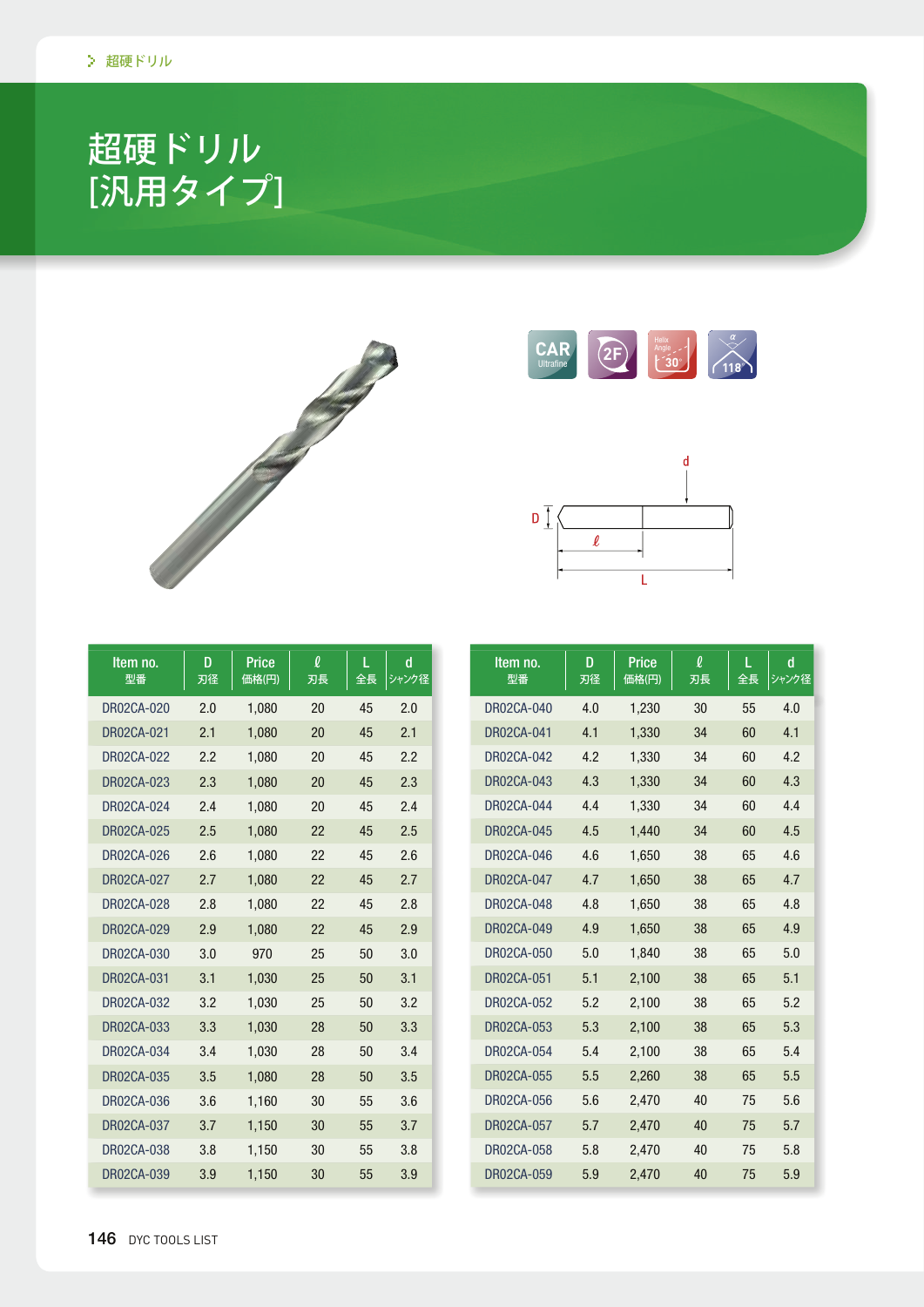# 超硬ドリル [汎用タイプ]

CAR Ultrafine / 2F / Helix Angle 30° / 118°

| Item no. 型番 | D 刃径 | Price 価格(円) | ℓ 刃長 | L 全長 | d シャンク径 |
|---|---|---|---|---|---|
| DR02CA-020 | 2.0 | 1,080 | 20 | 45 | 2.0 |
| DR02CA-021 | 2.1 | 1,080 | 20 | 45 | 2.1 |
| DR02CA-022 | 2.2 | 1,080 | 20 | 45 | 2.2 |
| DR02CA-023 | 2.3 | 1,080 | 20 | 45 | 2.3 |
| DR02CA-024 | 2.4 | 1,080 | 20 | 45 | 2.4 |
| DR02CA-025 | 2.5 | 1,080 | 22 | 45 | 2.5 |
| DR02CA-026 | 2.6 | 1,080 | 22 | 45 | 2.6 |
| DR02CA-027 | 2.7 | 1,080 | 22 | 45 | 2.7 |
| DR02CA-028 | 2.8 | 1,080 | 22 | 45 | 2.8 |
| DR02CA-029 | 2.9 | 1,080 | 22 | 45 | 2.9 |
| DR02CA-030 | 3.0 | 970 | 25 | 50 | 3.0 |
| DR02CA-031 | 3.1 | 1,030 | 25 | 50 | 3.1 |
| DR02CA-032 | 3.2 | 1,030 | 25 | 50 | 3.2 |
| DR02CA-033 | 3.3 | 1,030 | 28 | 50 | 3.3 |
| DR02CA-034 | 3.4 | 1,030 | 28 | 50 | 3.4 |
| DR02CA-035 | 3.5 | 1,080 | 28 | 50 | 3.5 |
| DR02CA-036 | 3.6 | 1,160 | 30 | 55 | 3.6 |
| DR02CA-037 | 3.7 | 1,150 | 30 | 55 | 3.7 |
| DR02CA-038 | 3.8 | 1,150 | 30 | 55 | 3.8 |
| DR02CA-039 | 3.9 | 1,150 | 30 | 55 | 3.9 |

| Item no. 型番 | D 刃径 | Price 価格(円) | ℓ 刃長 | L 全長 | d シャンク径 |
|---|---|---|---|---|---|
| DR02CA-040 | 4.0 | 1,230 | 30 | 55 | 4.0 |
| DR02CA-041 | 4.1 | 1,330 | 34 | 60 | 4.1 |
| DR02CA-042 | 4.2 | 1,330 | 34 | 60 | 4.2 |
| DR02CA-043 | 4.3 | 1,330 | 34 | 60 | 4.3 |
| DR02CA-044 | 4.4 | 1,330 | 34 | 60 | 4.4 |
| DR02CA-045 | 4.5 | 1,440 | 34 | 60 | 4.5 |
| DR02CA-046 | 4.6 | 1,650 | 38 | 65 | 4.6 |
| DR02CA-047 | 4.7 | 1,650 | 38 | 65 | 4.7 |
| DR02CA-048 | 4.8 | 1,650 | 38 | 65 | 4.8 |
| DR02CA-049 | 4.9 | 1,650 | 38 | 65 | 4.9 |
| DR02CA-050 | 5.0 | 1,840 | 38 | 65 | 5.0 |
| DR02CA-051 | 5.1 | 2,100 | 38 | 65 | 5.1 |
| DR02CA-052 | 5.2 | 2,100 | 38 | 65 | 5.2 |
| DR02CA-053 | 5.3 | 2,100 | 38 | 65 | 5.3 |
| DR02CA-054 | 5.4 | 2,100 | 38 | 65 | 5.4 |
| DR02CA-055 | 5.5 | 2,260 | 38 | 65 | 5.5 |
| DR02CA-056 | 5.6 | 2,470 | 40 | 75 | 5.6 |
| DR02CA-057 | 5.7 | 2,470 | 40 | 75 | 5.7 |
| DR02CA-058 | 5.8 | 2,470 | 40 | 75 | 5.8 |
| DR02CA-059 | 5.9 | 2,470 | 40 | 75 | 5.9 |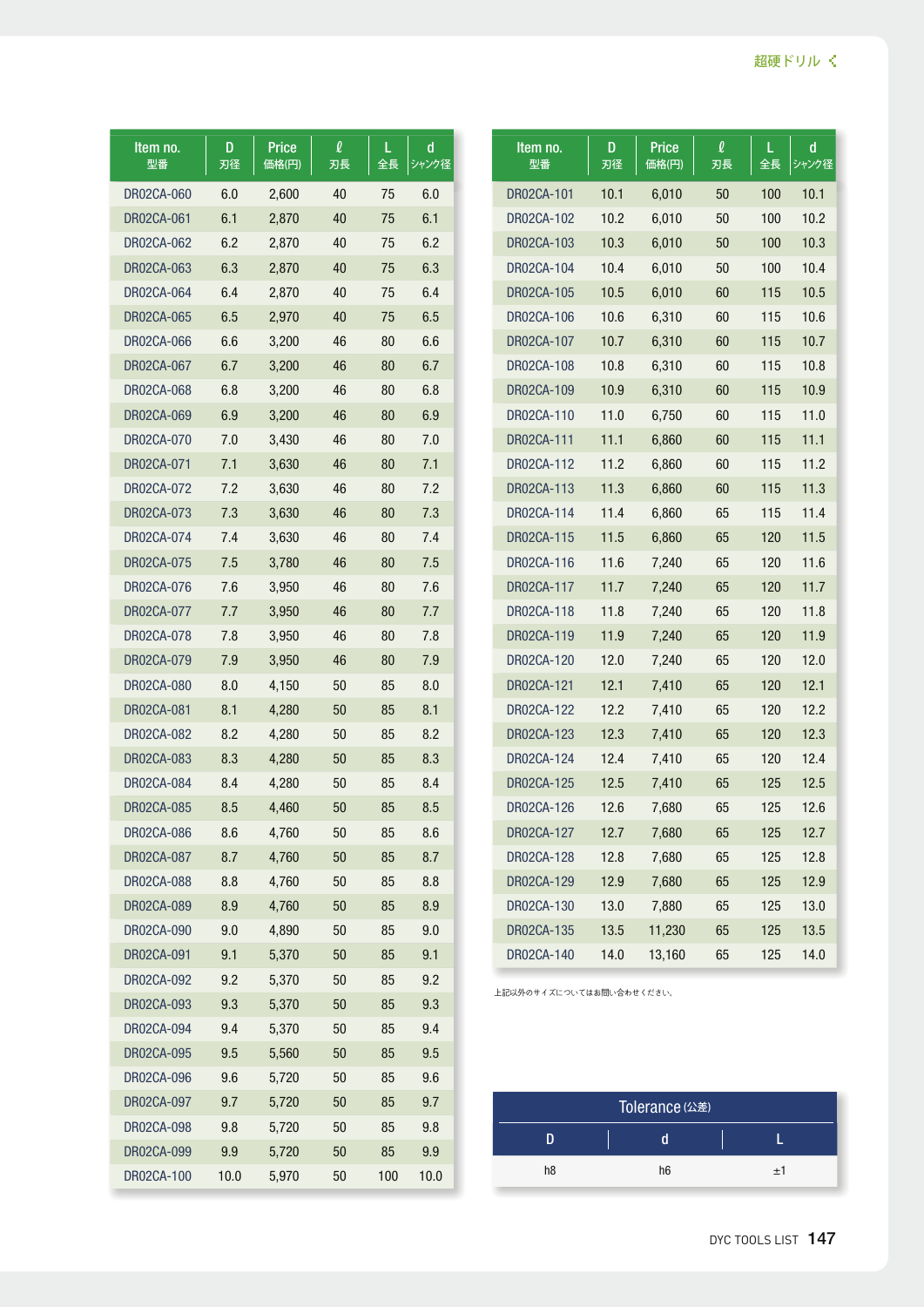超硬ドリル

| Item no. 型番 | D 刃径 | Price 価格(円) | ℓ 刃長 | L 全長 | d シャンク径 |
|---|---|---|---|---|---|
| DR02CA-060 | 6.0 | 2,600 | 40 | 75 | 6.0 |
| DR02CA-061 | 6.1 | 2,870 | 40 | 75 | 6.1 |
| DR02CA-062 | 6.2 | 2,870 | 40 | 75 | 6.2 |
| DR02CA-063 | 6.3 | 2,870 | 40 | 75 | 6.3 |
| DR02CA-064 | 6.4 | 2,870 | 40 | 75 | 6.4 |
| DR02CA-065 | 6.5 | 2,970 | 40 | 75 | 6.5 |
| DR02CA-066 | 6.6 | 3,200 | 46 | 80 | 6.6 |
| DR02CA-067 | 6.7 | 3,200 | 46 | 80 | 6.7 |
| DR02CA-068 | 6.8 | 3,200 | 46 | 80 | 6.8 |
| DR02CA-069 | 6.9 | 3,200 | 46 | 80 | 6.9 |
| DR02CA-070 | 7.0 | 3,430 | 46 | 80 | 7.0 |
| DR02CA-071 | 7.1 | 3,630 | 46 | 80 | 7.1 |
| DR02CA-072 | 7.2 | 3,630 | 46 | 80 | 7.2 |
| DR02CA-073 | 7.3 | 3,630 | 46 | 80 | 7.3 |
| DR02CA-074 | 7.4 | 3,630 | 46 | 80 | 7.4 |
| DR02CA-075 | 7.5 | 3,780 | 46 | 80 | 7.5 |
| DR02CA-076 | 7.6 | 3,950 | 46 | 80 | 7.6 |
| DR02CA-077 | 7.7 | 3,950 | 46 | 80 | 7.7 |
| DR02CA-078 | 7.8 | 3,950 | 46 | 80 | 7.8 |
| DR02CA-079 | 7.9 | 3,950 | 46 | 80 | 7.9 |
| DR02CA-080 | 8.0 | 4,150 | 50 | 85 | 8.0 |
| DR02CA-081 | 8.1 | 4,280 | 50 | 85 | 8.1 |
| DR02CA-082 | 8.2 | 4,280 | 50 | 85 | 8.2 |
| DR02CA-083 | 8.3 | 4,280 | 50 | 85 | 8.3 |
| DR02CA-084 | 8.4 | 4,280 | 50 | 85 | 8.4 |
| DR02CA-085 | 8.5 | 4,460 | 50 | 85 | 8.5 |
| DR02CA-086 | 8.6 | 4,760 | 50 | 85 | 8.6 |
| DR02CA-087 | 8.7 | 4,760 | 50 | 85 | 8.7 |
| DR02CA-088 | 8.8 | 4,760 | 50 | 85 | 8.8 |
| DR02CA-089 | 8.9 | 4,760 | 50 | 85 | 8.9 |
| DR02CA-090 | 9.0 | 4,890 | 50 | 85 | 9.0 |
| DR02CA-091 | 9.1 | 5,370 | 50 | 85 | 9.1 |
| DR02CA-092 | 9.2 | 5,370 | 50 | 85 | 9.2 |
| DR02CA-093 | 9.3 | 5,370 | 50 | 85 | 9.3 |
| DR02CA-094 | 9.4 | 5,370 | 50 | 85 | 9.4 |
| DR02CA-095 | 9.5 | 5,560 | 50 | 85 | 9.5 |
| DR02CA-096 | 9.6 | 5,720 | 50 | 85 | 9.6 |
| DR02CA-097 | 9.7 | 5,720 | 50 | 85 | 9.7 |
| DR02CA-098 | 9.8 | 5,720 | 50 | 85 | 9.8 |
| DR02CA-099 | 9.9 | 5,720 | 50 | 85 | 9.9 |
| DR02CA-100 | 10.0 | 5,970 | 50 | 100 | 10.0 |

| Item no. 型番 | D 刃径 | Price 価格(円) | ℓ 刃長 | L 全長 | d シャンク径 |
|---|---|---|---|---|---|
| DR02CA-101 | 10.1 | 6,010 | 50 | 100 | 10.1 |
| DR02CA-102 | 10.2 | 6,010 | 50 | 100 | 10.2 |
| DR02CA-103 | 10.3 | 6,010 | 50 | 100 | 10.3 |
| DR02CA-104 | 10.4 | 6,010 | 50 | 100 | 10.4 |
| DR02CA-105 | 10.5 | 6,010 | 60 | 115 | 10.5 |
| DR02CA-106 | 10.6 | 6,310 | 60 | 115 | 10.6 |
| DR02CA-107 | 10.7 | 6,310 | 60 | 115 | 10.7 |
| DR02CA-108 | 10.8 | 6,310 | 60 | 115 | 10.8 |
| DR02CA-109 | 10.9 | 6,310 | 60 | 115 | 10.9 |
| DR02CA-110 | 11.0 | 6,750 | 60 | 115 | 11.0 |
| DR02CA-111 | 11.1 | 6,860 | 60 | 115 | 11.1 |
| DR02CA-112 | 11.2 | 6,860 | 60 | 115 | 11.2 |
| DR02CA-113 | 11.3 | 6,860 | 60 | 115 | 11.3 |
| DR02CA-114 | 11.4 | 6,860 | 65 | 115 | 11.4 |
| DR02CA-115 | 11.5 | 6,860 | 65 | 120 | 11.5 |
| DR02CA-116 | 11.6 | 7,240 | 65 | 120 | 11.6 |
| DR02CA-117 | 11.7 | 7,240 | 65 | 120 | 11.7 |
| DR02CA-118 | 11.8 | 7,240 | 65 | 120 | 11.8 |
| DR02CA-119 | 11.9 | 7,240 | 65 | 120 | 11.9 |
| DR02CA-120 | 12.0 | 7,240 | 65 | 120 | 12.0 |
| DR02CA-121 | 12.1 | 7,410 | 65 | 120 | 12.1 |
| DR02CA-122 | 12.2 | 7,410 | 65 | 120 | 12.2 |
| DR02CA-123 | 12.3 | 7,410 | 65 | 120 | 12.3 |
| DR02CA-124 | 12.4 | 7,410 | 65 | 120 | 12.4 |
| DR02CA-125 | 12.5 | 7,410 | 65 | 125 | 12.5 |
| DR02CA-126 | 12.6 | 7,680 | 65 | 125 | 12.6 |
| DR02CA-127 | 12.7 | 7,680 | 65 | 125 | 12.7 |
| DR02CA-128 | 12.8 | 7,680 | 65 | 125 | 12.8 |
| DR02CA-129 | 12.9 | 7,680 | 65 | 125 | 12.9 |
| DR02CA-130 | 13.0 | 7,880 | 65 | 125 | 13.0 |
| DR02CA-135 | 13.5 | 11,230 | 65 | 125 | 13.5 |
| DR02CA-140 | 14.0 | 13,160 | 65 | 125 | 14.0 |

上記以外のサイズについてはお問い合わせください。

**Tolerance (公差)**

| D | d | L |
|---|---|---|
| h8 | h6 | ±1 |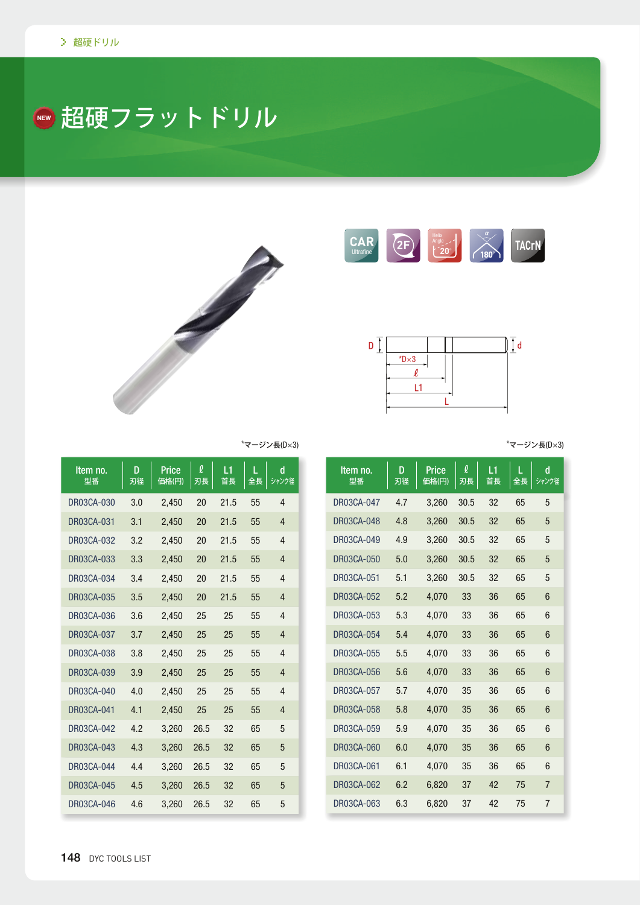> 超硬ドリル

# NEW 超硬フラットドリル

CAR Ultrafine　2F　Helix Angle 20°　180°　TACrN

D　*D×3　ℓ　L1　L　d

*マージン長(D×3)

| Item no. 型番 | D 刃径 | Price 価格(円) | ℓ 刃長 | L1 首長 | L 全長 | d シャンク径 |
|---|---|---|---|---|---|---|
| DR03CA-030 | 3.0 | 2,450 | 20 | 21.5 | 55 | 4 |
| DR03CA-031 | 3.1 | 2,450 | 20 | 21.5 | 55 | 4 |
| DR03CA-032 | 3.2 | 2,450 | 20 | 21.5 | 55 | 4 |
| DR03CA-033 | 3.3 | 2,450 | 20 | 21.5 | 55 | 4 |
| DR03CA-034 | 3.4 | 2,450 | 20 | 21.5 | 55 | 4 |
| DR03CA-035 | 3.5 | 2,450 | 20 | 21.5 | 55 | 4 |
| DR03CA-036 | 3.6 | 2,450 | 25 | 25 | 55 | 4 |
| DR03CA-037 | 3.7 | 2,450 | 25 | 25 | 55 | 4 |
| DR03CA-038 | 3.8 | 2,450 | 25 | 25 | 55 | 4 |
| DR03CA-039 | 3.9 | 2,450 | 25 | 25 | 55 | 4 |
| DR03CA-040 | 4.0 | 2,450 | 25 | 25 | 55 | 4 |
| DR03CA-041 | 4.1 | 2,450 | 25 | 25 | 55 | 4 |
| DR03CA-042 | 4.2 | 3,260 | 26.5 | 32 | 65 | 5 |
| DR03CA-043 | 4.3 | 3,260 | 26.5 | 32 | 65 | 5 |
| DR03CA-044 | 4.4 | 3,260 | 26.5 | 32 | 65 | 5 |
| DR03CA-045 | 4.5 | 3,260 | 26.5 | 32 | 65 | 5 |
| DR03CA-046 | 4.6 | 3,260 | 26.5 | 32 | 65 | 5 |

*マージン長(D×3)

| Item no. 型番 | D 刃径 | Price 価格(円) | ℓ 刃長 | L1 首長 | L 全長 | d シャンク径 |
|---|---|---|---|---|---|---|
| DR03CA-047 | 4.7 | 3,260 | 30.5 | 32 | 65 | 5 |
| DR03CA-048 | 4.8 | 3,260 | 30.5 | 32 | 65 | 5 |
| DR03CA-049 | 4.9 | 3,260 | 30.5 | 32 | 65 | 5 |
| DR03CA-050 | 5.0 | 3,260 | 30.5 | 32 | 65 | 5 |
| DR03CA-051 | 5.1 | 3,260 | 30.5 | 32 | 65 | 5 |
| DR03CA-052 | 5.2 | 4,070 | 33 | 36 | 65 | 6 |
| DR03CA-053 | 5.3 | 4,070 | 33 | 36 | 65 | 6 |
| DR03CA-054 | 5.4 | 4,070 | 33 | 36 | 65 | 6 |
| DR03CA-055 | 5.5 | 4,070 | 33 | 36 | 65 | 6 |
| DR03CA-056 | 5.6 | 4,070 | 33 | 36 | 65 | 6 |
| DR03CA-057 | 5.7 | 4,070 | 35 | 36 | 65 | 6 |
| DR03CA-058 | 5.8 | 4,070 | 35 | 36 | 65 | 6 |
| DR03CA-059 | 5.9 | 4,070 | 35 | 36 | 65 | 6 |
| DR03CA-060 | 6.0 | 4,070 | 35 | 36 | 65 | 6 |
| DR03CA-061 | 6.1 | 4,070 | 35 | 36 | 65 | 6 |
| DR03CA-062 | 6.2 | 6,820 | 37 | 42 | 75 | 7 |
| DR03CA-063 | 6.3 | 6,820 | 37 | 42 | 75 | 7 |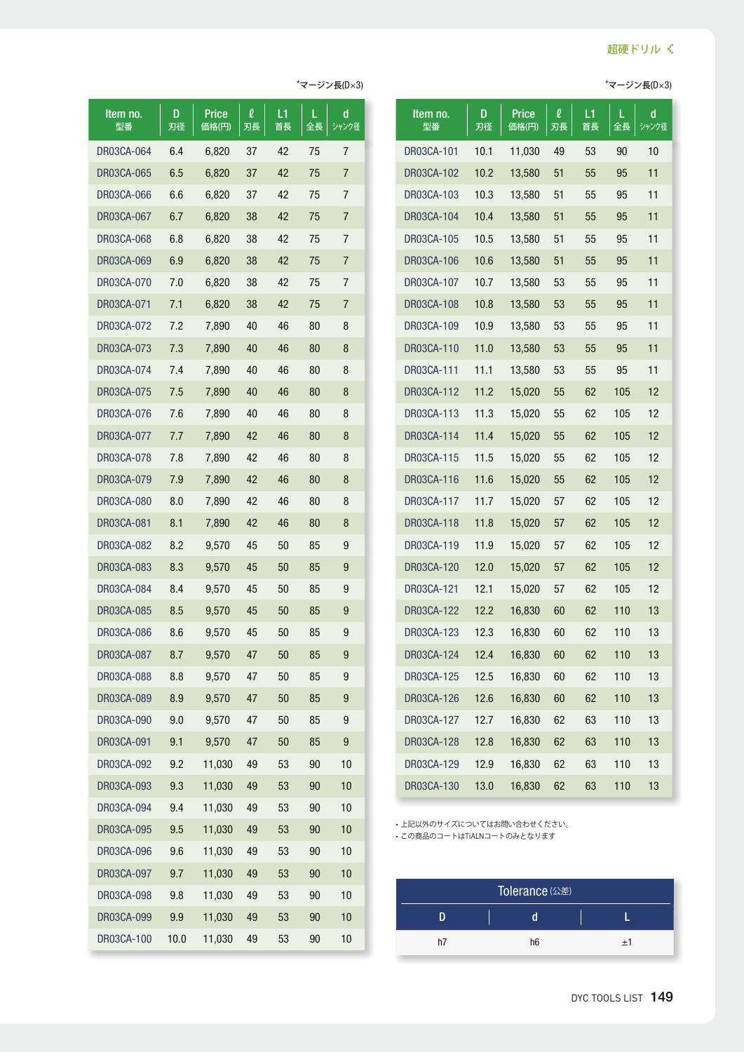超硬ドリル

*マージン長(D×3)

| Item no. 型番 | D 刃径 | Price 価格(円) | ℓ 刃長 | L1 首長 | L 全長 | d シャンク径 |
|---|---|---|---|---|---|---|
| DR03CA-064 | 6.4 | 6,820 | 37 | 42 | 75 | 7 |
| DR03CA-065 | 6.5 | 6,820 | 37 | 42 | 75 | 7 |
| DR03CA-066 | 6.6 | 6,820 | 37 | 42 | 75 | 7 |
| DR03CA-067 | 6.7 | 6,820 | 38 | 42 | 75 | 7 |
| DR03CA-068 | 6.8 | 6,820 | 38 | 42 | 75 | 7 |
| DR03CA-069 | 6.9 | 6,820 | 38 | 42 | 75 | 7 |
| DR03CA-070 | 7.0 | 6,820 | 38 | 42 | 75 | 7 |
| DR03CA-071 | 7.1 | 6,820 | 38 | 42 | 75 | 7 |
| DR03CA-072 | 7.2 | 7,890 | 40 | 46 | 80 | 8 |
| DR03CA-073 | 7.3 | 7,890 | 40 | 46 | 80 | 8 |
| DR03CA-074 | 7.4 | 7,890 | 40 | 46 | 80 | 8 |
| DR03CA-075 | 7.5 | 7,890 | 40 | 46 | 80 | 8 |
| DR03CA-076 | 7.6 | 7,890 | 40 | 46 | 80 | 8 |
| DR03CA-077 | 7.7 | 7,890 | 42 | 46 | 80 | 8 |
| DR03CA-078 | 7.8 | 7,890 | 42 | 46 | 80 | 8 |
| DR03CA-079 | 7.9 | 7,890 | 42 | 46 | 80 | 8 |
| DR03CA-080 | 8.0 | 7,890 | 42 | 46 | 80 | 8 |
| DR03CA-081 | 8.1 | 7,890 | 42 | 46 | 80 | 8 |
| DR03CA-082 | 8.2 | 9,570 | 45 | 50 | 85 | 9 |
| DR03CA-083 | 8.3 | 9,570 | 45 | 50 | 85 | 9 |
| DR03CA-084 | 8.4 | 9,570 | 45 | 50 | 85 | 9 |
| DR03CA-085 | 8.5 | 9,570 | 45 | 50 | 85 | 9 |
| DR03CA-086 | 8.6 | 9,570 | 45 | 50 | 85 | 9 |
| DR03CA-087 | 8.7 | 9,570 | 47 | 50 | 85 | 9 |
| DR03CA-088 | 8.8 | 9,570 | 47 | 50 | 85 | 9 |
| DR03CA-089 | 8.9 | 9,570 | 47 | 50 | 85 | 9 |
| DR03CA-090 | 9.0 | 9,570 | 47 | 50 | 85 | 9 |
| DR03CA-091 | 9.1 | 9,570 | 47 | 50 | 85 | 9 |
| DR03CA-092 | 9.2 | 11,030 | 49 | 53 | 90 | 10 |
| DR03CA-093 | 9.3 | 11,030 | 49 | 53 | 90 | 10 |
| DR03CA-094 | 9.4 | 11,030 | 49 | 53 | 90 | 10 |
| DR03CA-095 | 9.5 | 11,030 | 49 | 53 | 90 | 10 |
| DR03CA-096 | 9.6 | 11,030 | 49 | 53 | 90 | 10 |
| DR03CA-097 | 9.7 | 11,030 | 49 | 53 | 90 | 10 |
| DR03CA-098 | 9.8 | 11,030 | 49 | 53 | 90 | 10 |
| DR03CA-099 | 9.9 | 11,030 | 49 | 53 | 90 | 10 |
| DR03CA-100 | 10.0 | 11,030 | 49 | 53 | 90 | 10 |

*マージン長(D×3)

| Item no. 型番 | D 刃径 | Price 価格(円) | ℓ 刃長 | L1 首長 | L 全長 | d シャンク径 |
|---|---|---|---|---|---|---|
| DR03CA-101 | 10.1 | 11,030 | 49 | 53 | 90 | 10 |
| DR03CA-102 | 10.2 | 13,580 | 51 | 55 | 95 | 11 |
| DR03CA-103 | 10.3 | 13,580 | 51 | 55 | 95 | 11 |
| DR03CA-104 | 10.4 | 13,580 | 51 | 55 | 95 | 11 |
| DR03CA-105 | 10.5 | 13,580 | 51 | 55 | 95 | 11 |
| DR03CA-106 | 10.6 | 13,580 | 51 | 55 | 95 | 11 |
| DR03CA-107 | 10.7 | 13,580 | 53 | 55 | 95 | 11 |
| DR03CA-108 | 10.8 | 13,580 | 53 | 55 | 95 | 11 |
| DR03CA-109 | 10.9 | 13,580 | 53 | 55 | 95 | 11 |
| DR03CA-110 | 11.0 | 13,580 | 53 | 55 | 95 | 11 |
| DR03CA-111 | 11.1 | 13,580 | 53 | 55 | 95 | 11 |
| DR03CA-112 | 11.2 | 15,020 | 55 | 62 | 105 | 12 |
| DR03CA-113 | 11.3 | 15,020 | 55 | 62 | 105 | 12 |
| DR03CA-114 | 11.4 | 15,020 | 55 | 62 | 105 | 12 |
| DR03CA-115 | 11.5 | 15,020 | 55 | 62 | 105 | 12 |
| DR03CA-116 | 11.6 | 15,020 | 55 | 62 | 105 | 12 |
| DR03CA-117 | 11.7 | 15,020 | 57 | 62 | 105 | 12 |
| DR03CA-118 | 11.8 | 15,020 | 57 | 62 | 105 | 12 |
| DR03CA-119 | 11.9 | 15,020 | 57 | 62 | 105 | 12 |
| DR03CA-120 | 12.0 | 15,020 | 57 | 62 | 105 | 12 |
| DR03CA-121 | 12.1 | 15,020 | 57 | 62 | 105 | 12 |
| DR03CA-122 | 12.2 | 16,830 | 60 | 62 | 110 | 13 |
| DR03CA-123 | 12.3 | 16,830 | 60 | 62 | 110 | 13 |
| DR03CA-124 | 12.4 | 16,830 | 60 | 62 | 110 | 13 |
| DR03CA-125 | 12.5 | 16,830 | 60 | 62 | 110 | 13 |
| DR03CA-126 | 12.6 | 16,830 | 60 | 62 | 110 | 13 |
| DR03CA-127 | 12.7 | 16,830 | 62 | 63 | 110 | 13 |
| DR03CA-128 | 12.8 | 16,830 | 62 | 63 | 110 | 13 |
| DR03CA-129 | 12.9 | 16,830 | 62 | 63 | 110 | 13 |
| DR03CA-130 | 13.0 | 16,830 | 62 | 63 | 110 | 13 |

- 上記以外のサイズについてはお問い合わせください。
- この商品のコートはTiALNコートのみとなります

**Tolerance** (公差)

| D | d | L |
|---|---|---|
| h7 | h6 | ±1 |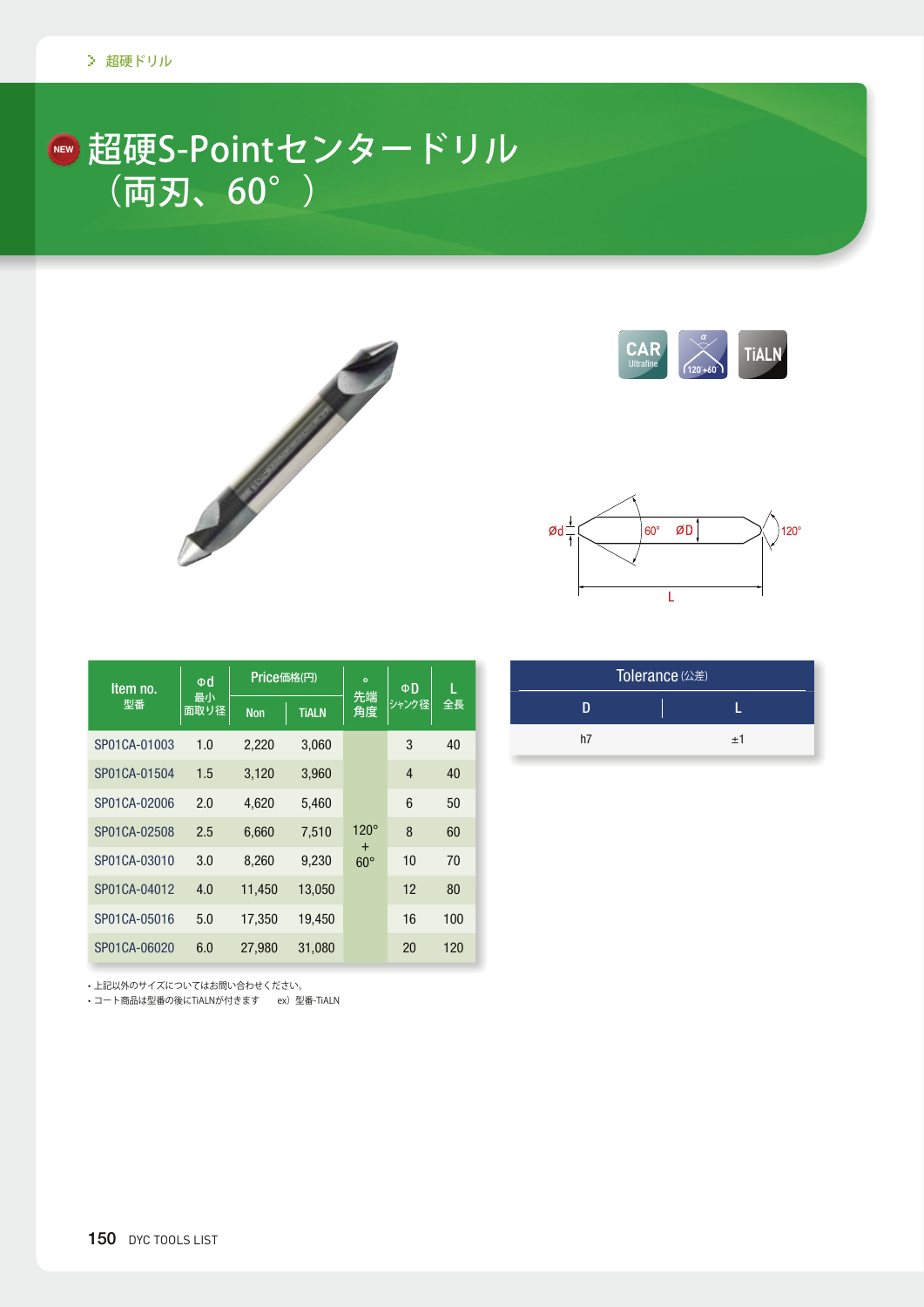超硬ドリル

# NEW 超硬S-Pointセンタードリル（両刃、60°）

CAR Ultrafine　120+60　TiALN

Ød　60°　ØD　120°　L

| Item no. 型番 | Φd 最小 面取り径 | Price価格(円) | | ° 先端 角度 | ΦD シャンク径 | L 全長 |
|---|---|---|---|---|---|---|
| | | Non | TiALN | | | |
| SP01CA-01003 | 1.0 | 2,220 | 3,060 | 120° + 60° | 3 | 40 |
| SP01CA-01504 | 1.5 | 3,120 | 3,960 | | 4 | 40 |
| SP01CA-02006 | 2.0 | 4,620 | 5,460 | | 6 | 50 |
| SP01CA-02508 | 2.5 | 6,660 | 7,510 | | 8 | 60 |
| SP01CA-03010 | 3.0 | 8,260 | 9,230 | | 10 | 70 |
| SP01CA-04012 | 4.0 | 11,450 | 13,050 | | 12 | 80 |
| SP01CA-05016 | 5.0 | 17,350 | 19,450 | | 16 | 100 |
| SP01CA-06020 | 6.0 | 27,980 | 31,080 | | 20 | 120 |

- 上記以外のサイズについてはお問い合わせください。
- コート商品は型番の後にTiALNが付きます　ex）型番-TiALN

| Tolerance (公差) | |
|---|---|
| D | L |
| h7 | ±1 |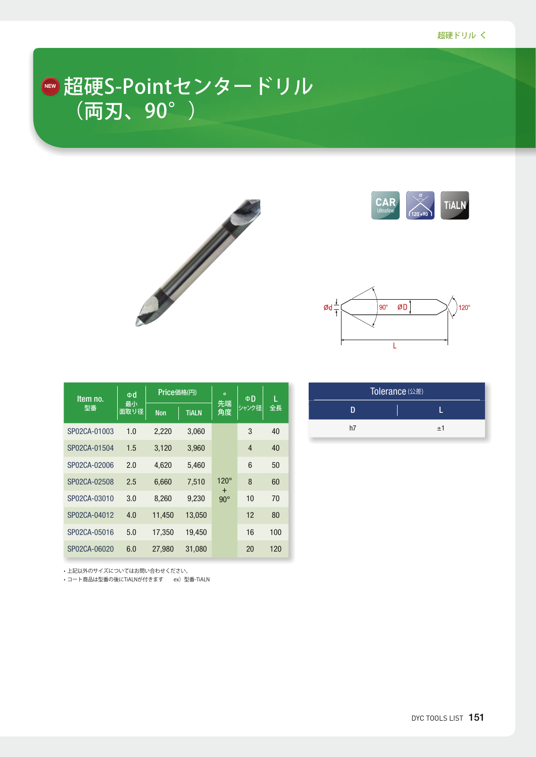# 超硬S-Pointセンタードリル（両刃、90°）

| Item no. 型番 | Φd 最小面取り径 | Price価格(円) | | ° 先端角度 | ΦD シャンク径 | L 全長 |
|---|---|---|---|---|---|---|
| | | Non | TiALN | | | |
| SP02CA-01003 | 1.0 | 2,220 | 3,060 | 120° + 90° | 3 | 40 |
| SP02CA-01504 | 1.5 | 3,120 | 3,960 | | 4 | 40 |
| SP02CA-02006 | 2.0 | 4,620 | 5,460 | | 6 | 50 |
| SP02CA-02508 | 2.5 | 6,660 | 7,510 | | 8 | 60 |
| SP02CA-03010 | 3.0 | 8,260 | 9,230 | | 10 | 70 |
| SP02CA-04012 | 4.0 | 11,450 | 13,050 | | 12 | 80 |
| SP02CA-05016 | 5.0 | 17,350 | 19,450 | | 16 | 100 |
| SP02CA-06020 | 6.0 | 27,980 | 31,080 | | 20 | 120 |

- 上記以外のサイズについてはお問い合わせください。
- コート商品は型番の後にTiALNが付きます　ex）型番-TiALN

| Tolerance (公差) | |
|---|---|
| D | L |
| h7 | ±1 |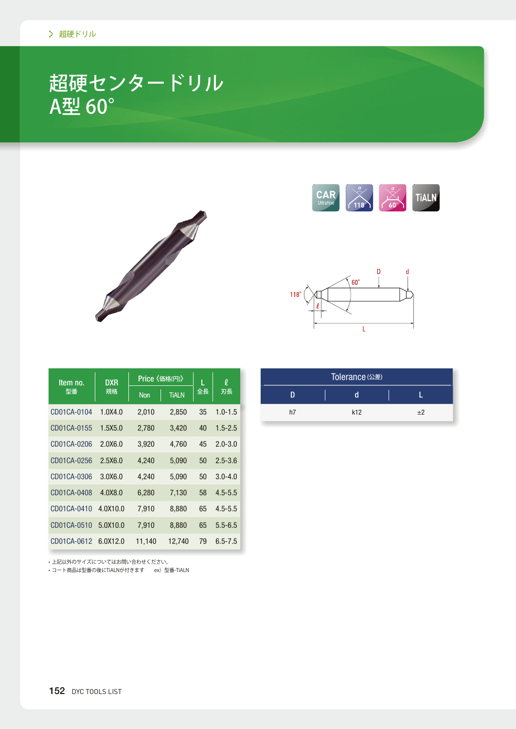# 超硬センタードリル A型 60°

CAR Ultrafine / 118° / 60° / TiALN

| Item no. 型番 | DXR 規格 | Price《価格(円)》 | | L 全長 | ℓ 刃長 |
|---|---|---|---|---|---|
| | | Non | TiALN | | |
| CD01CA-0104 | 1.0X4.0 | 2,010 | 2,850 | 35 | 1.0-1.5 |
| CD01CA-0155 | 1.5X5.0 | 2,780 | 3,420 | 40 | 1.5-2.5 |
| CD01CA-0206 | 2.0X6.0 | 3,920 | 4,760 | 45 | 2.0-3.0 |
| CD01CA-0256 | 2.5X6.0 | 4,240 | 5,090 | 50 | 2.5-3.6 |
| CD01CA-0306 | 3.0X6.0 | 4,240 | 5,090 | 50 | 3.0-4.0 |
| CD01CA-0408 | 4.0X8.0 | 6,280 | 7,130 | 58 | 4.5-5.5 |
| CD01CA-0410 | 4.0X10.0 | 7,910 | 8,880 | 65 | 4.5-5.5 |
| CD01CA-0510 | 5.0X10.0 | 7,910 | 8,880 | 65 | 5.5-6.5 |
| CD01CA-0612 | 6.0X12.0 | 11,140 | 12,740 | 79 | 6.5-7.5 |

・上記以外のサイズについてはお問い合わせください。
・コート商品は型番の後にTiALNが付きます　ex）型番-TiALN

| Tolerance (公差) | | |
|---|---|---|
| D | d | L |
| h7 | k12 | ±2 |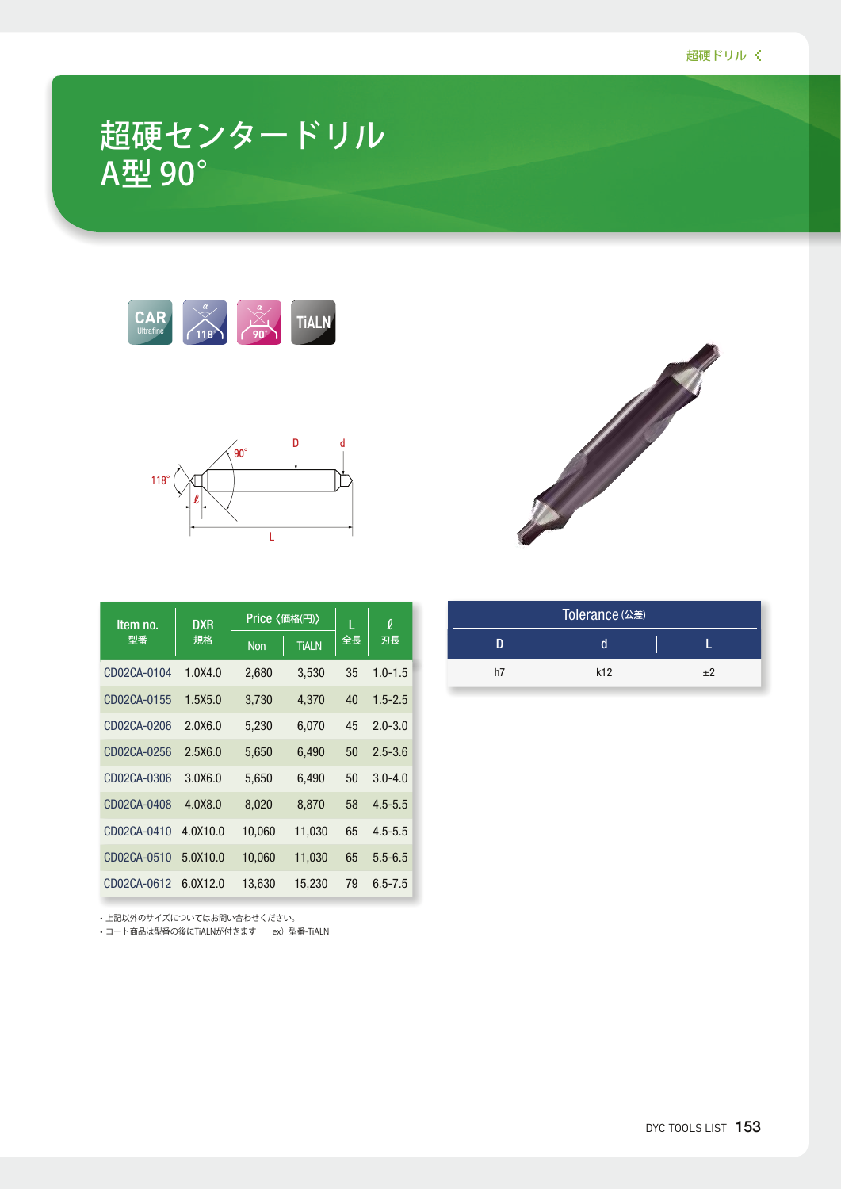# 超硬センタードリル
# A型 90°

CAR Ultrafine / 118° / 90° / TiALN

90° D d 118° ℓ L

| Item no. 型番 | DXR 規格 | Price 〈価格(円)〉 | | L 全長 | ℓ 刃長 |
|---|---|---|---|---|---|
| | | Non | TiALN | | |
| CD02CA-0104 | 1.0X4.0 | 2,680 | 3,530 | 35 | 1.0-1.5 |
| CD02CA-0155 | 1.5X5.0 | 3,730 | 4,370 | 40 | 1.5-2.5 |
| CD02CA-0206 | 2.0X6.0 | 5,230 | 6,070 | 45 | 2.0-3.0 |
| CD02CA-0256 | 2.5X6.0 | 5,650 | 6,490 | 50 | 2.5-3.6 |
| CD02CA-0306 | 3.0X6.0 | 5,650 | 6,490 | 50 | 3.0-4.0 |
| CD02CA-0408 | 4.0X8.0 | 8,020 | 8,870 | 58 | 4.5-5.5 |
| CD02CA-0410 | 4.0X10.0 | 10,060 | 11,030 | 65 | 4.5-5.5 |
| CD02CA-0510 | 5.0X10.0 | 10,060 | 11,030 | 65 | 5.5-6.5 |
| CD02CA-0612 | 6.0X12.0 | 13,630 | 15,230 | 79 | 6.5-7.5 |

- 上記以外のサイズについてはお問い合わせください。
- コート商品は型番の後にTiALNが付きます　ex）型番-TiALN

| Tolerance (公差) | | |
|---|---|---|
| D | d | L |
| h7 | k12 | ±2 |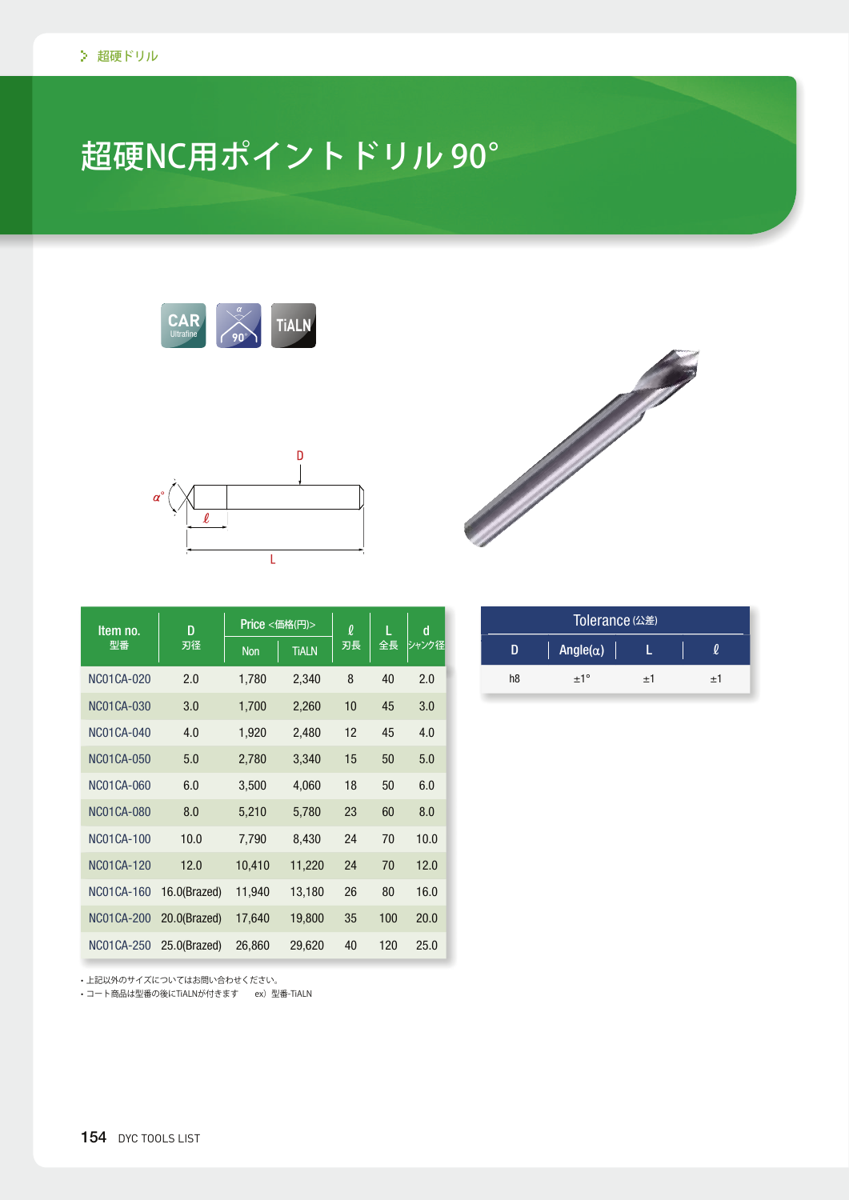# 超硬NC用ポイントドリル 90°

CAR Ultrafine　90°　TiALN

| Item no. 型番 | D 刃径 | Price <価格(円)> | | ℓ 刃長 | L 全長 | d シャンク径 |
|---|---|---|---|---|---|---|
| | | Non | TiALN | | | |
| NC01CA-020 | 2.0 | 1,780 | 2,340 | 8 | 40 | 2.0 |
| NC01CA-030 | 3.0 | 1,700 | 2,260 | 10 | 45 | 3.0 |
| NC01CA-040 | 4.0 | 1,920 | 2,480 | 12 | 45 | 4.0 |
| NC01CA-050 | 5.0 | 2,780 | 3,340 | 15 | 50 | 5.0 |
| NC01CA-060 | 6.0 | 3,500 | 4,060 | 18 | 50 | 6.0 |
| NC01CA-080 | 8.0 | 5,210 | 5,780 | 23 | 60 | 8.0 |
| NC01CA-100 | 10.0 | 7,790 | 8,430 | 24 | 70 | 10.0 |
| NC01CA-120 | 12.0 | 10,410 | 11,220 | 24 | 70 | 12.0 |
| NC01CA-160 | 16.0(Brazed) | 11,940 | 13,180 | 26 | 80 | 16.0 |
| NC01CA-200 | 20.0(Brazed) | 17,640 | 19,800 | 35 | 100 | 20.0 |
| NC01CA-250 | 25.0(Brazed) | 26,860 | 29,620 | 40 | 120 | 25.0 |

- 上記以外のサイズについてはお問い合わせください。
- コート商品は型番の後にTiALNが付きます　ex）型番-TiALN

| Tolerance (公差) | | | |
|---|---|---|---|
| D | Angle(α) | L | ℓ |
| h8 | ±1° | ±1 | ±1 |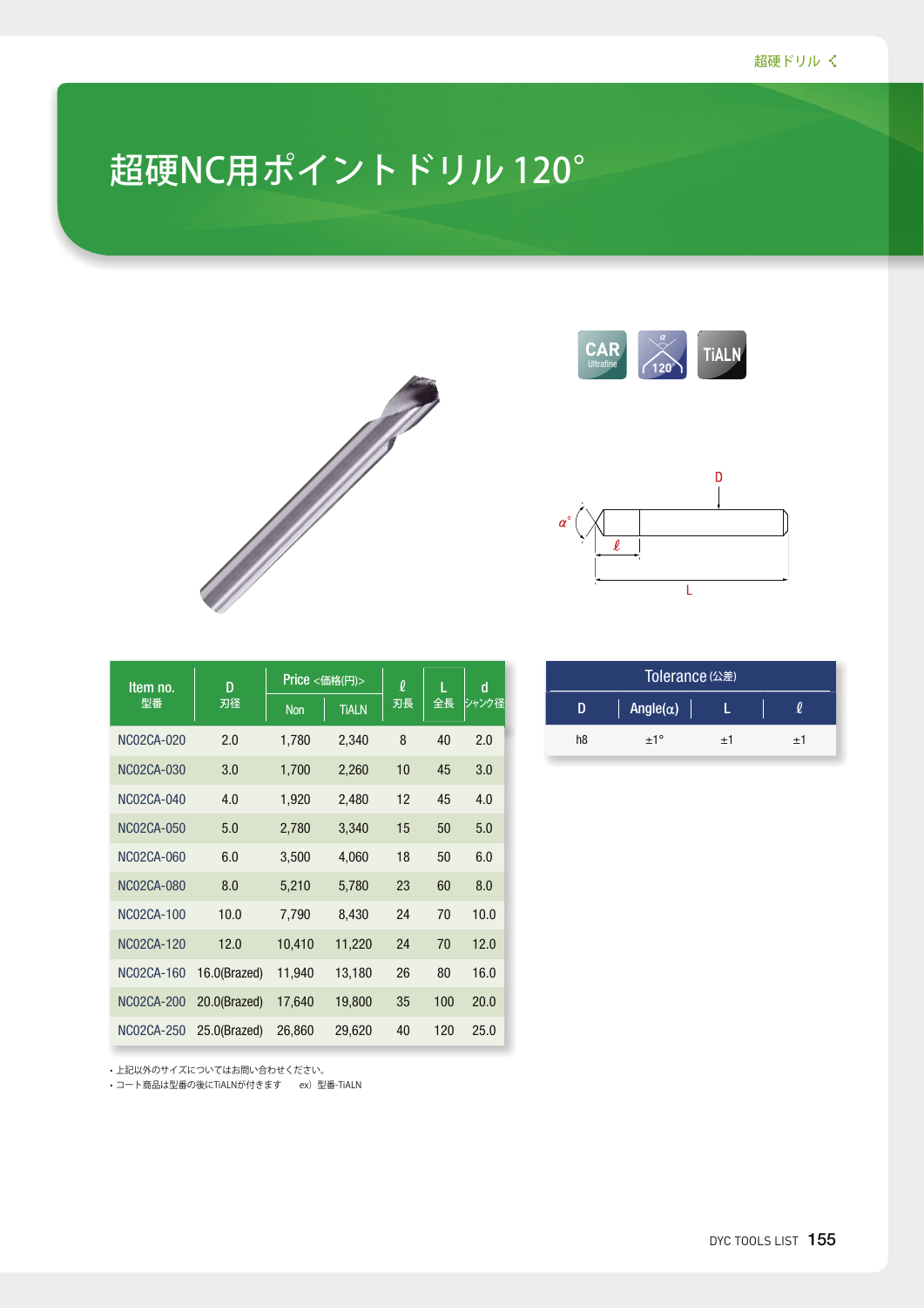# 超硬NC用ポイントドリル 120°

CAR Ultrafine　120°　TiALN

| Item no. 型番 | D 刃径 | Price <価格(円)> | | ℓ 刃長 | L 全長 | d シャンク径 |
|---|---|---|---|---|---|---|
| | | Non | TiALN | | | |
| NC02CA-020 | 2.0 | 1,780 | 2,340 | 8 | 40 | 2.0 |
| NC02CA-030 | 3.0 | 1,700 | 2,260 | 10 | 45 | 3.0 |
| NC02CA-040 | 4.0 | 1,920 | 2,480 | 12 | 45 | 4.0 |
| NC02CA-050 | 5.0 | 2,780 | 3,340 | 15 | 50 | 5.0 |
| NC02CA-060 | 6.0 | 3,500 | 4,060 | 18 | 50 | 6.0 |
| NC02CA-080 | 8.0 | 5,210 | 5,780 | 23 | 60 | 8.0 |
| NC02CA-100 | 10.0 | 7,790 | 8,430 | 24 | 70 | 10.0 |
| NC02CA-120 | 12.0 | 10,410 | 11,220 | 24 | 70 | 12.0 |
| NC02CA-160 | 16.0(Brazed) | 11,940 | 13,180 | 26 | 80 | 16.0 |
| NC02CA-200 | 20.0(Brazed) | 17,640 | 19,800 | 35 | 100 | 20.0 |
| NC02CA-250 | 25.0(Brazed) | 26,860 | 29,620 | 40 | 120 | 25.0 |

| Tolerance (公差) | | | |
|---|---|---|---|
| D | Angle(α) | L | ℓ |
| h8 | ±1° | ±1 | ±1 |

- 上記以外のサイズについてはお問い合わせください。
- コート商品は型番の後にTiALNが付きます　ex）型番-TiALN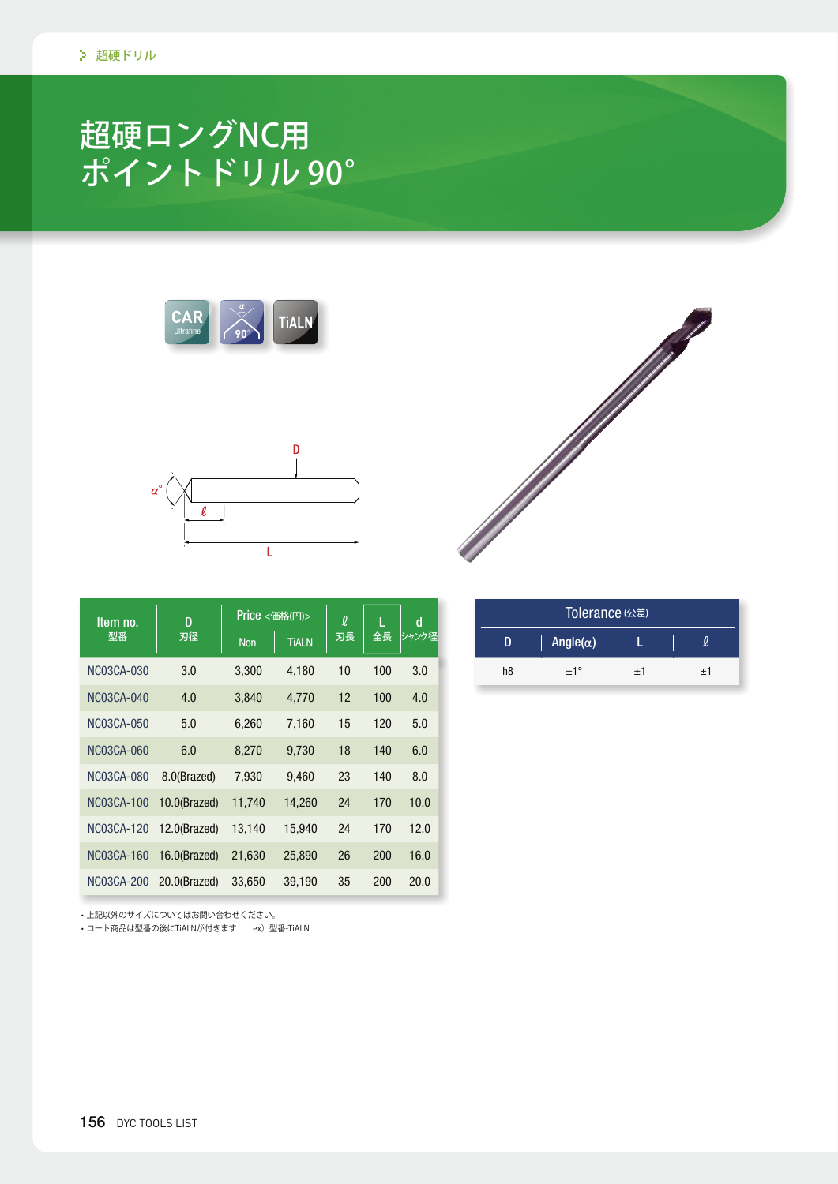超硬ドリル

# 超硬ロングNC用ポイントドリル 90°

CAR Ultrafine　90°　TiALN

| Item no. 型番 | D 刃径 | Price <価格(円)> | | ℓ 刃長 | L 全長 | d シャンク径 |
|---|---|---|---|---|---|---|
| | | Non | TiALN | | | |
| NC03CA-030 | 3.0 | 3,300 | 4,180 | 10 | 100 | 3.0 |
| NC03CA-040 | 4.0 | 3,840 | 4,770 | 12 | 100 | 4.0 |
| NC03CA-050 | 5.0 | 6,260 | 7,160 | 15 | 120 | 5.0 |
| NC03CA-060 | 6.0 | 8,270 | 9,730 | 18 | 140 | 6.0 |
| NC03CA-080 | 8.0(Brazed) | 7,930 | 9,460 | 23 | 140 | 8.0 |
| NC03CA-100 | 10.0(Brazed) | 11,740 | 14,260 | 24 | 170 | 10.0 |
| NC03CA-120 | 12.0(Brazed) | 13,140 | 15,940 | 24 | 170 | 12.0 |
| NC03CA-160 | 16.0(Brazed) | 21,630 | 25,890 | 26 | 200 | 16.0 |
| NC03CA-200 | 20.0(Brazed) | 33,650 | 39,190 | 35 | 200 | 20.0 |

・上記以外のサイズについてはお問い合わせください。
・コート商品は型番の後にTiALNが付きます　ex）型番-TiALN

| Tolerance (公差) | | | |
|---|---|---|---|
| D | Angle(α) | L | ℓ |
| h8 | ±1° | ±1 | ±1 |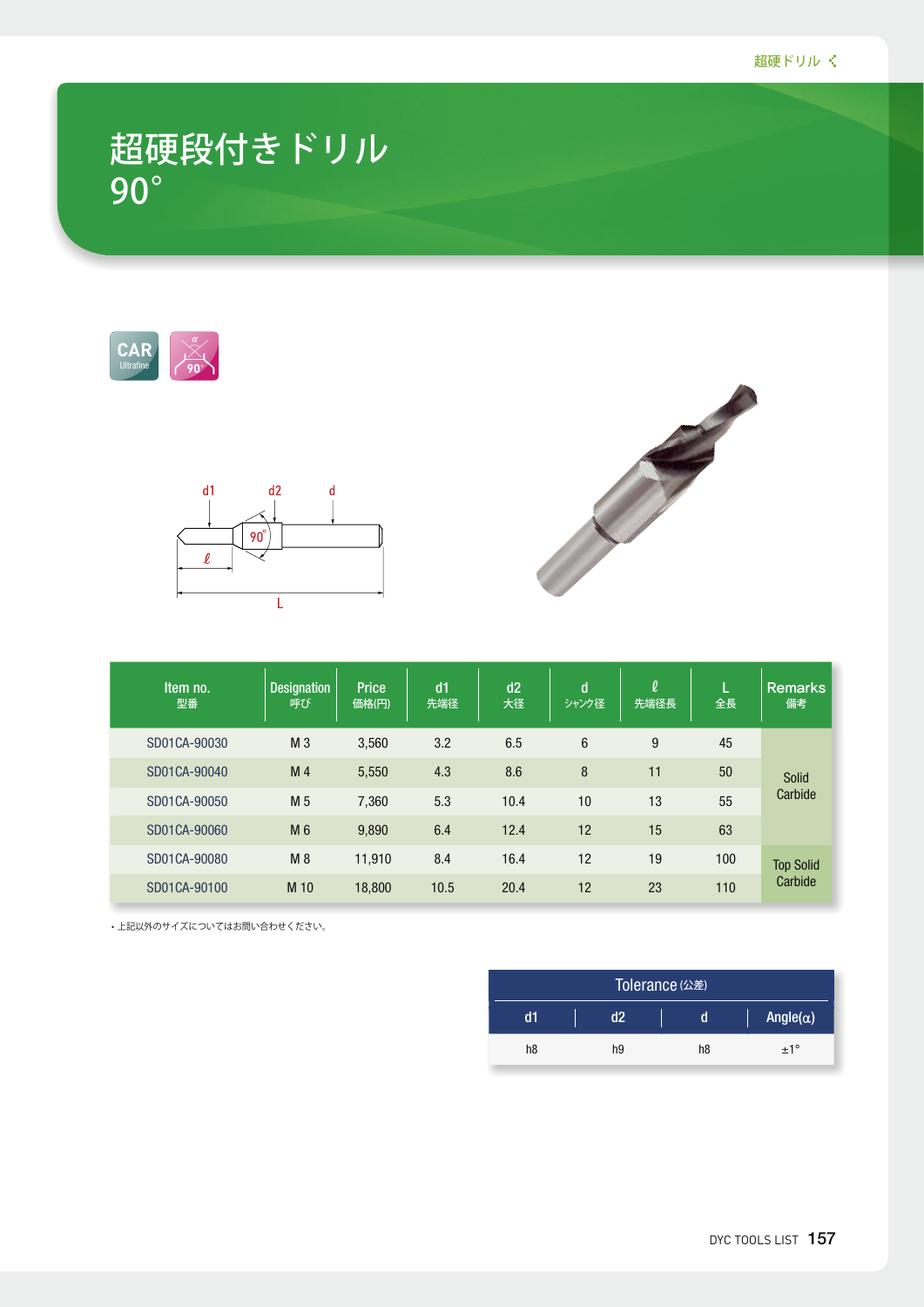# 超硬段付きドリル 90°

CAR Ultrafine

90°

| Item no. 型番 | Designation 呼び | Price 価格(円) | d1 先端径 | d2 大径 | d シャンク径 | ℓ 先端径長 | L 全長 | Remarks 備考 |
|---|---|---|---|---|---|---|---|---|
| SD01CA-90030 | M 3 | 3,560 | 3.2 | 6.5 | 6 | 9 | 45 | Solid Carbide |
| SD01CA-90040 | M 4 | 5,550 | 4.3 | 8.6 | 8 | 11 | 50 | |
| SD01CA-90050 | M 5 | 7,360 | 5.3 | 10.4 | 10 | 13 | 55 | |
| SD01CA-90060 | M 6 | 9,890 | 6.4 | 12.4 | 12 | 15 | 63 | |
| SD01CA-90080 | M 8 | 11,910 | 8.4 | 16.4 | 12 | 19 | 100 | Top Solid Carbide |
| SD01CA-90100 | M 10 | 18,800 | 10.5 | 20.4 | 12 | 23 | 110 | |

・上記以外のサイズについてはお問い合わせください。

**Tolerance (公差)**

| d1 | d2 | d | Angle(α) |
|---|---|---|---|
| h8 | h9 | h8 | ±1° |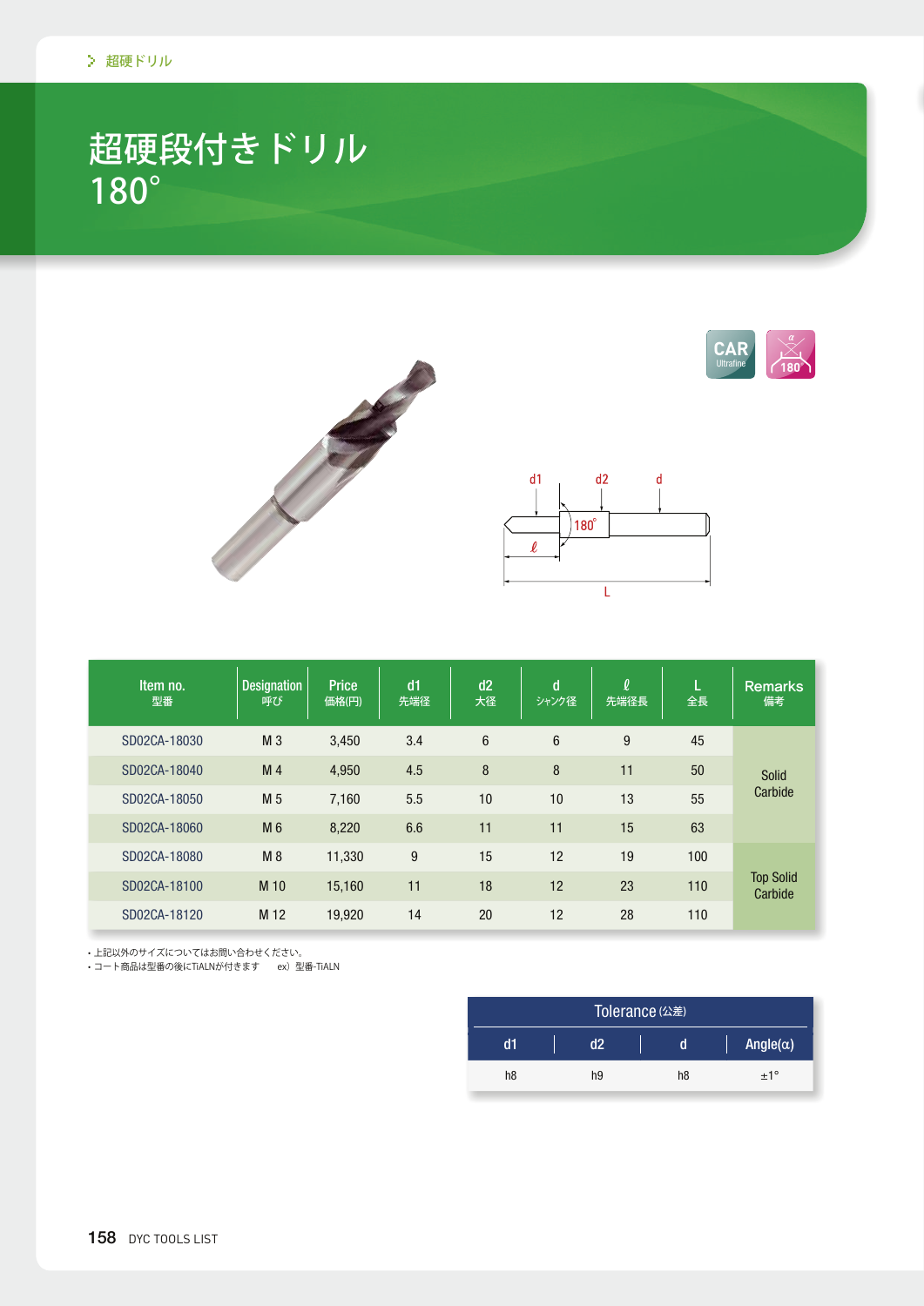# 超硬段付きドリル 180°

| Item no. 型番 | Designation 呼び | Price 価格(円) | d1 先端径 | d2 大径 | d シャンク径 | ℓ 先端径長 | L 全長 | Remarks 備考 |
|---|---|---|---|---|---|---|---|---|
| SD02CA-18030 | M 3 | 3,450 | 3.4 | 6 | 6 | 9 | 45 | Solid Carbide |
| SD02CA-18040 | M 4 | 4,950 | 4.5 | 8 | 8 | 11 | 50 | |
| SD02CA-18050 | M 5 | 7,160 | 5.5 | 10 | 10 | 13 | 55 | |
| SD02CA-18060 | M 6 | 8,220 | 6.6 | 11 | 11 | 15 | 63 | |
| SD02CA-18080 | M 8 | 11,330 | 9 | 15 | 12 | 19 | 100 | Top Solid Carbide |
| SD02CA-18100 | M 10 | 15,160 | 11 | 18 | 12 | 23 | 110 | |
| SD02CA-18120 | M 12 | 19,920 | 14 | 20 | 12 | 28 | 110 | |

- 上記以外のサイズについてはお問い合わせください。
- コート商品は型番の後にTiALNが付きます　ex）型番-TiALN

| Tolerance (公差) | | | |
|---|---|---|---|
| d1 | d2 | d | Angle(α) |
| h8 | h9 | h8 | ±1° |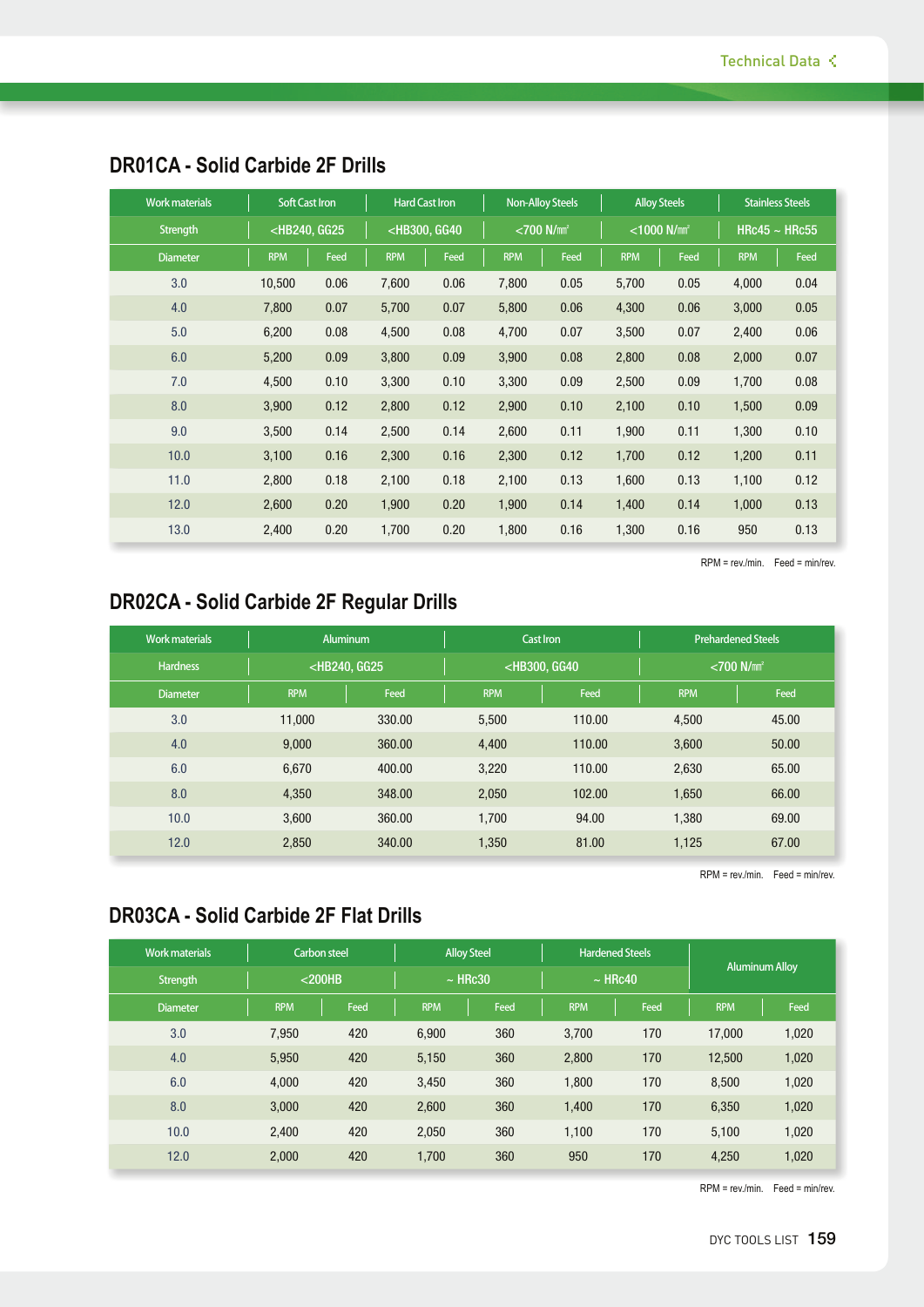## DR01CA - Solid Carbide 2F Drills

| Work materials | Soft Cast Iron | | Hard Cast Iron | | Non-Alloy Steels | | Alloy Steels | | Stainless Steels | |
|---|---|---|---|---|---|---|---|---|---|---|
| Strength | <HB240, GG25 | | <HB300, GG40 | | <700 N/㎟ | | <1000 N/㎟ | | HRc45 ~ HRc55 | |
| Diameter | RPM | Feed | RPM | Feed | RPM | Feed | RPM | Feed | RPM | Feed |
| 3.0 | 10,500 | 0.06 | 7,600 | 0.06 | 7,800 | 0.05 | 5,700 | 0.05 | 4,000 | 0.04 |
| 4.0 | 7,800 | 0.07 | 5,700 | 0.07 | 5,800 | 0.06 | 4,300 | 0.06 | 3,000 | 0.05 |
| 5.0 | 6,200 | 0.08 | 4,500 | 0.08 | 4,700 | 0.07 | 3,500 | 0.07 | 2,400 | 0.06 |
| 6.0 | 5,200 | 0.09 | 3,800 | 0.09 | 3,900 | 0.08 | 2,800 | 0.08 | 2,000 | 0.07 |
| 7.0 | 4,500 | 0.10 | 3,300 | 0.10 | 3,300 | 0.09 | 2,500 | 0.09 | 1,700 | 0.08 |
| 8.0 | 3,900 | 0.12 | 2,800 | 0.12 | 2,900 | 0.10 | 2,100 | 0.10 | 1,500 | 0.09 |
| 9.0 | 3,500 | 0.14 | 2,500 | 0.14 | 2,600 | 0.11 | 1,900 | 0.11 | 1,300 | 0.10 |
| 10.0 | 3,100 | 0.16 | 2,300 | 0.16 | 2,300 | 0.12 | 1,700 | 0.12 | 1,200 | 0.11 |
| 11.0 | 2,800 | 0.18 | 2,100 | 0.18 | 2,100 | 0.13 | 1,600 | 0.13 | 1,100 | 0.12 |
| 12.0 | 2,600 | 0.20 | 1,900 | 0.20 | 1,900 | 0.14 | 1,400 | 0.14 | 1,000 | 0.13 |
| 13.0 | 2,400 | 0.20 | 1,700 | 0.20 | 1,800 | 0.16 | 1,300 | 0.16 | 950 | 0.13 |

RPM = rev./min. Feed = min/rev.

## DR02CA - Solid Carbide 2F Regular Drills

| Work materials | Aluminum | | Cast Iron | | Prehardened Steels | |
|---|---|---|---|---|---|---|
| Hardness | <HB240, GG25 | | <HB300, GG40 | | <700 N/㎟ | |
| Diameter | RPM | Feed | RPM | Feed | RPM | Feed |
| 3.0 | 11,000 | 330.00 | 5,500 | 110.00 | 4,500 | 45.00 |
| 4.0 | 9,000 | 360.00 | 4,400 | 110.00 | 3,600 | 50.00 |
| 6.0 | 6,670 | 400.00 | 3,220 | 110.00 | 2,630 | 65.00 |
| 8.0 | 4,350 | 348.00 | 2,050 | 102.00 | 1,650 | 66.00 |
| 10.0 | 3,600 | 360.00 | 1,700 | 94.00 | 1,380 | 69.00 |
| 12.0 | 2,850 | 340.00 | 1,350 | 81.00 | 1,125 | 67.00 |

RPM = rev./min. Feed = min/rev.

## DR03CA - Solid Carbide 2F Flat Drills

| Work materials | Carbon steel | | Alloy Steel | | Hardened Steels | | Aluminum Alloy | |
|---|---|---|---|---|---|---|---|---|
| Strength | <200HB | | ~ HRc30 | | ~ HRc40 | | | |
| Diameter | RPM | Feed | RPM | Feed | RPM | Feed | RPM | Feed |
| 3.0 | 7,950 | 420 | 6,900 | 360 | 3,700 | 170 | 17,000 | 1,020 |
| 4.0 | 5,950 | 420 | 5,150 | 360 | 2,800 | 170 | 12,500 | 1,020 |
| 6.0 | 4,000 | 420 | 3,450 | 360 | 1,800 | 170 | 8,500 | 1,020 |
| 8.0 | 3,000 | 420 | 2,600 | 360 | 1,400 | 170 | 6,350 | 1,020 |
| 10.0 | 2,400 | 420 | 2,050 | 360 | 1,100 | 170 | 5,100 | 1,020 |
| 12.0 | 2,000 | 420 | 1,700 | 360 | 950 | 170 | 4,250 | 1,020 |

RPM = rev./min. Feed = min/rev.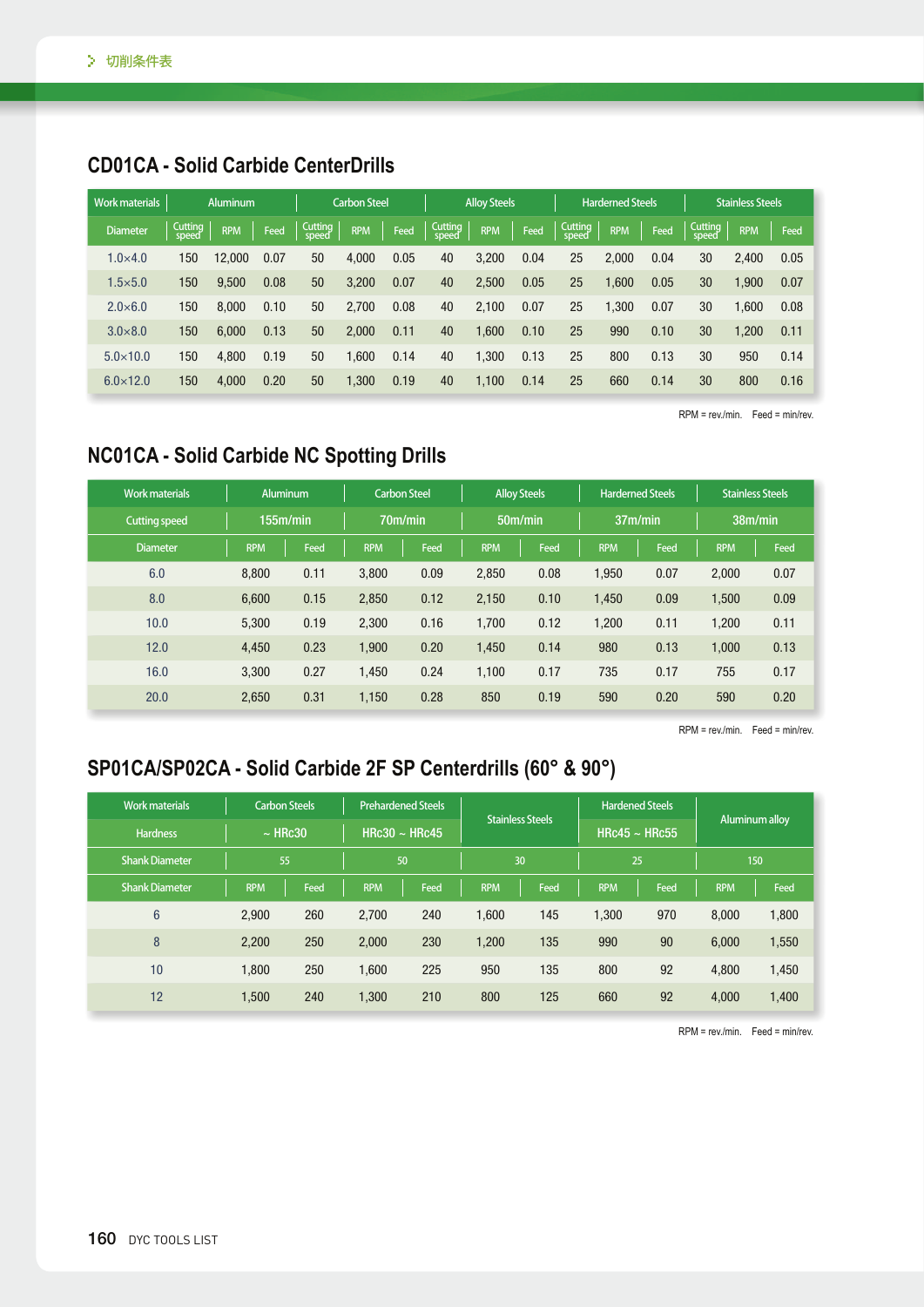## CD01CA - Solid Carbide CenterDrills

| Work materials | Aluminum | | | Carbon Steel | | | Alloy Steels | | | Hardened Steels | | | Stainless Steels | | |
|---|---|---|---|---|---|---|---|---|---|---|---|---|---|---|---|
| Diameter | Cutting speed | RPM | Feed | Cutting speed | RPM | Feed | Cutting speed | RPM | Feed | Cutting speed | RPM | Feed | Cutting speed | RPM | Feed |
| 1.0×4.0 | 150 | 12,000 | 0.07 | 50 | 4,000 | 0.05 | 40 | 3,200 | 0.04 | 25 | 2,000 | 0.04 | 30 | 2,400 | 0.05 |
| 1.5×5.0 | 150 | 9,500 | 0.08 | 50 | 3,200 | 0.07 | 40 | 2,500 | 0.05 | 25 | 1,600 | 0.05 | 30 | 1,900 | 0.07 |
| 2.0×6.0 | 150 | 8,000 | 0.10 | 50 | 2,700 | 0.08 | 40 | 2,100 | 0.07 | 25 | 1,300 | 0.07 | 30 | 1,600 | 0.08 |
| 3.0×8.0 | 150 | 6,000 | 0.13 | 50 | 2,000 | 0.11 | 40 | 1,600 | 0.10 | 25 | 990 | 0.10 | 30 | 1,200 | 0.11 |
| 5.0×10.0 | 150 | 4,800 | 0.19 | 50 | 1,600 | 0.14 | 40 | 1,300 | 0.13 | 25 | 800 | 0.13 | 30 | 950 | 0.14 |
| 6.0×12.0 | 150 | 4,000 | 0.20 | 50 | 1,300 | 0.19 | 40 | 1,100 | 0.14 | 25 | 660 | 0.14 | 30 | 800 | 0.16 |

RPM = rev./min. Feed = min/rev.

## NC01CA - Solid Carbide NC Spotting Drills

| Work materials | Aluminum | | Carbon Steel | | Alloy Steels | | Hardened Steels | | Stainless Steels | |
|---|---|---|---|---|---|---|---|---|---|---|
| Cutting speed | 155m/min | | 70m/min | | 50m/min | | 37m/min | | 38m/min | |
| Diameter | RPM | Feed | RPM | Feed | RPM | Feed | RPM | Feed | RPM | Feed |
| 6.0 | 8,800 | 0.11 | 3,800 | 0.09 | 2,850 | 0.08 | 1,950 | 0.07 | 2,000 | 0.07 |
| 8.0 | 6,600 | 0.15 | 2,850 | 0.12 | 2,150 | 0.10 | 1,450 | 0.09 | 1,500 | 0.09 |
| 10.0 | 5,300 | 0.19 | 2,300 | 0.16 | 1,700 | 0.12 | 1,200 | 0.11 | 1,200 | 0.11 |
| 12.0 | 4,450 | 0.23 | 1,900 | 0.20 | 1,450 | 0.14 | 980 | 0.13 | 1,000 | 0.13 |
| 16.0 | 3,300 | 0.27 | 1,450 | 0.24 | 1,100 | 0.17 | 735 | 0.17 | 755 | 0.17 |
| 20.0 | 2,650 | 0.31 | 1,150 | 0.28 | 850 | 0.19 | 590 | 0.20 | 590 | 0.20 |

RPM = rev./min. Feed = min/rev.

## SP01CA/SP02CA - Solid Carbide 2F SP Centerdrills (60° & 90°)

| Work materials | Carbon Steels | | Prehardened Steels | | Stainless Steels | | Hardened Steels | | Aluminum alloy | |
|---|---|---|---|---|---|---|---|---|---|---|
| Hardness | ~ HRc30 | | HRc30 ~ HRc45 | | | | HRc45 ~ HRc55 | | | |
| Shank Diameter | 55 | | 50 | | 30 | | 25 | | 150 | |
| Shank Diameter | RPM | Feed | RPM | Feed | RPM | Feed | RPM | Feed | RPM | Feed |
| 6 | 2,900 | 260 | 2,700 | 240 | 1,600 | 145 | 1,300 | 970 | 8,000 | 1,800 |
| 8 | 2,200 | 250 | 2,000 | 230 | 1,200 | 135 | 990 | 90 | 6,000 | 1,550 |
| 10 | 1,800 | 250 | 1,600 | 225 | 950 | 135 | 800 | 92 | 4,800 | 1,450 |
| 12 | 1,500 | 240 | 1,300 | 210 | 800 | 125 | 660 | 92 | 4,000 | 1,400 |

RPM = rev./min. Feed = min/rev.